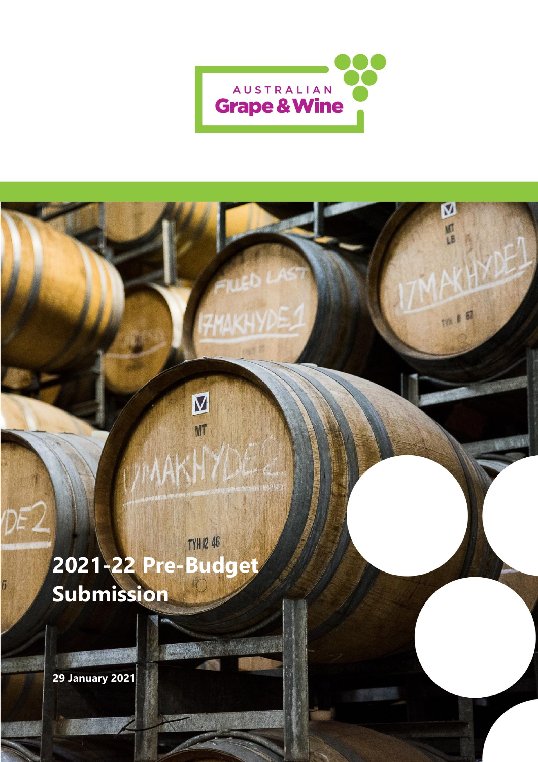AUSTRALIAN Grape & Wine

# 2021-22 Pre-Budget Submission

**29 January 2021**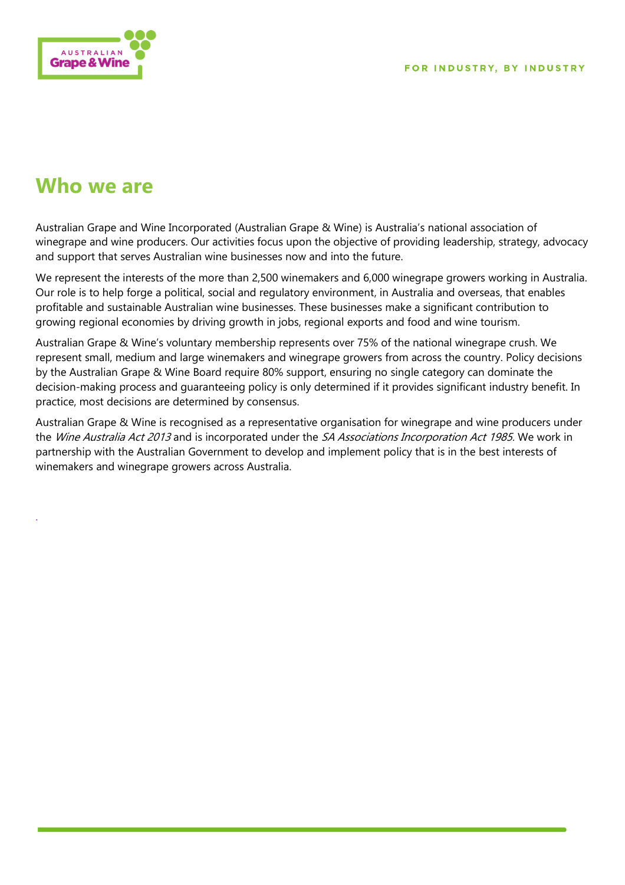# Who we are

Australian Grape and Wine Incorporated (Australian Grape & Wine) is Australia's national association of winegrape and wine producers. Our activities focus upon the objective of providing leadership, strategy, advocacy and support that serves Australian wine businesses now and into the future.

We represent the interests of the more than 2,500 winemakers and 6,000 winegrape growers working in Australia. Our role is to help forge a political, social and regulatory environment, in Australia and overseas, that enables profitable and sustainable Australian wine businesses. These businesses make a significant contribution to growing regional economies by driving growth in jobs, regional exports and food and wine tourism.

Australian Grape & Wine's voluntary membership represents over 75% of the national winegrape crush. We represent small, medium and large winemakers and winegrape growers from across the country. Policy decisions by the Australian Grape & Wine Board require 80% support, ensuring no single category can dominate the decision-making process and guaranteeing policy is only determined if it provides significant industry benefit. In practice, most decisions are determined by consensus.

Australian Grape & Wine is recognised as a representative organisation for winegrape and wine producers under the *Wine Australia Act 2013* and is incorporated under the *SA Associations Incorporation Act 1985.* We work in partnership with the Australian Government to develop and implement policy that is in the best interests of winemakers and winegrape growers across Australia.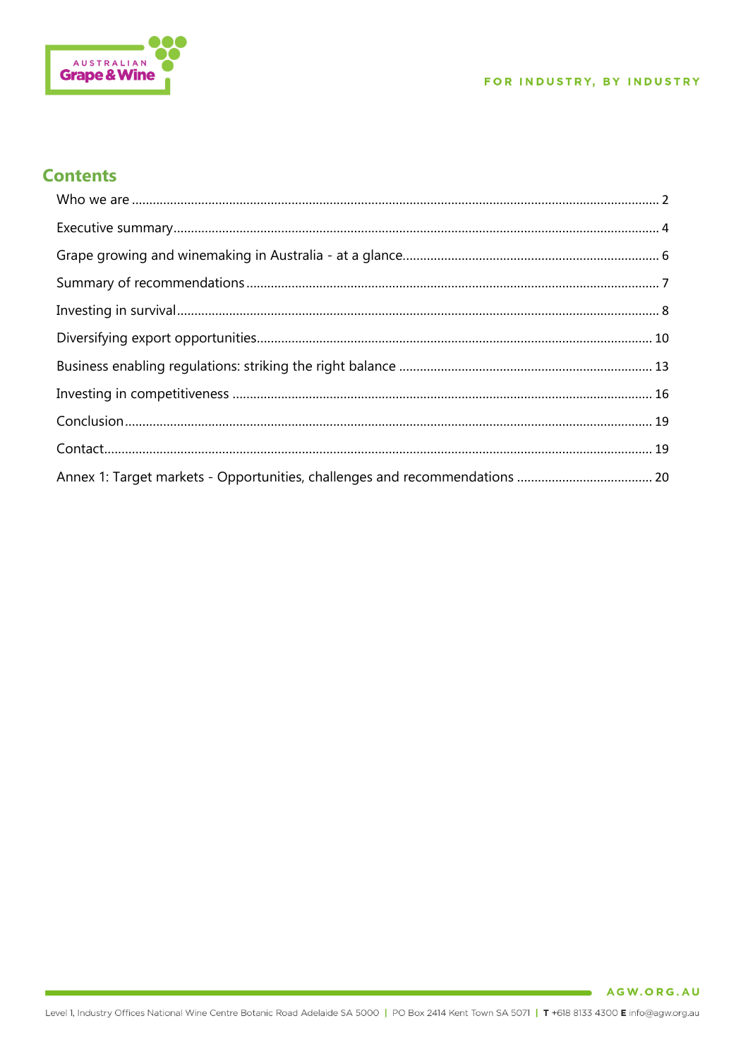## Contents

| | |
|---|---|
| Who we are | 2 |
| Executive summary | 4 |
| Grape growing and winemaking in Australia - at a glance | 6 |
| Summary of recommendations | 7 |
| Investing in survival | 8 |
| Diversifying export opportunities | 10 |
| Business enabling regulations: striking the right balance | 13 |
| Investing in competitiveness | 16 |
| Conclusion | 19 |
| Contact | 19 |
| Annex 1: Target markets - Opportunities, challenges and recommendations | 20 |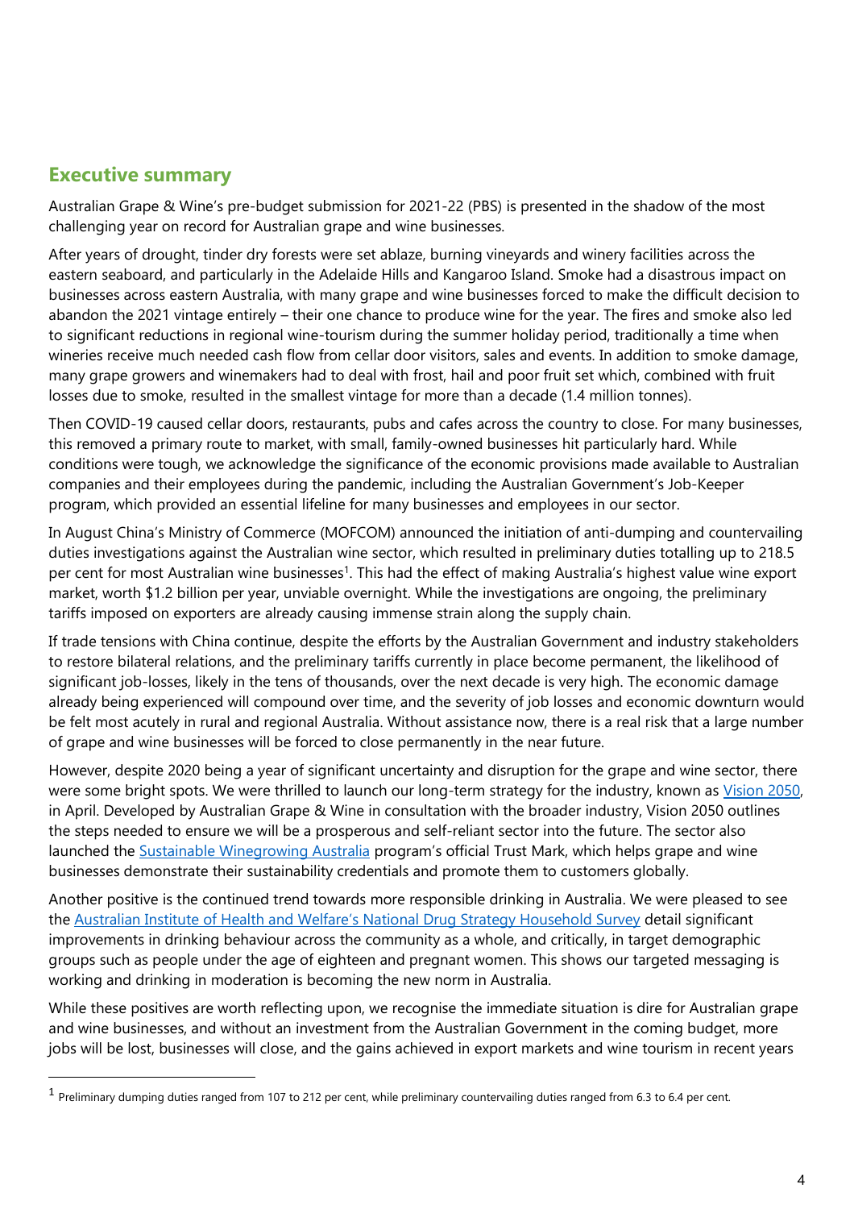## Executive summary

Australian Grape & Wine's pre-budget submission for 2021-22 (PBS) is presented in the shadow of the most challenging year on record for Australian grape and wine businesses.

After years of drought, tinder dry forests were set ablaze, burning vineyards and winery facilities across the eastern seaboard, and particularly in the Adelaide Hills and Kangaroo Island. Smoke had a disastrous impact on businesses across eastern Australia, with many grape and wine businesses forced to make the difficult decision to abandon the 2021 vintage entirely – their one chance to produce wine for the year. The fires and smoke also led to significant reductions in regional wine-tourism during the summer holiday period, traditionally a time when wineries receive much needed cash flow from cellar door visitors, sales and events. In addition to smoke damage, many grape growers and winemakers had to deal with frost, hail and poor fruit set which, combined with fruit losses due to smoke, resulted in the smallest vintage for more than a decade (1.4 million tonnes).

Then COVID-19 caused cellar doors, restaurants, pubs and cafes across the country to close. For many businesses, this removed a primary route to market, with small, family-owned businesses hit particularly hard. While conditions were tough, we acknowledge the significance of the economic provisions made available to Australian companies and their employees during the pandemic, including the Australian Government's Job-Keeper program, which provided an essential lifeline for many businesses and employees in our sector.

In August China's Ministry of Commerce (MOFCOM) announced the initiation of anti-dumping and countervailing duties investigations against the Australian wine sector, which resulted in preliminary duties totalling up to 218.5 per cent for most Australian wine businesses[1]. This had the effect of making Australia's highest value wine export market, worth $1.2 billion per year, unviable overnight. While the investigations are ongoing, the preliminary tariffs imposed on exporters are already causing immense strain along the supply chain.

If trade tensions with China continue, despite the efforts by the Australian Government and industry stakeholders to restore bilateral relations, and the preliminary tariffs currently in place become permanent, the likelihood of significant job-losses, likely in the tens of thousands, over the next decade is very high. The economic damage already being experienced will compound over time, and the severity of job losses and economic downturn would be felt most acutely in rural and regional Australia. Without assistance now, there is a real risk that a large number of grape and wine businesses will be forced to close permanently in the near future.

However, despite 2020 being a year of significant uncertainty and disruption for the grape and wine sector, there were some bright spots. We were thrilled to launch our long-term strategy for the industry, known as Vision 2050, in April. Developed by Australian Grape & Wine in consultation with the broader industry, Vision 2050 outlines the steps needed to ensure we will be a prosperous and self-reliant sector into the future. The sector also launched the Sustainable Winegrowing Australia program's official Trust Mark, which helps grape and wine businesses demonstrate their sustainability credentials and promote them to customers globally.

Another positive is the continued trend towards more responsible drinking in Australia. We were pleased to see the Australian Institute of Health and Welfare's National Drug Strategy Household Survey detail significant improvements in drinking behaviour across the community as a whole, and critically, in target demographic groups such as people under the age of eighteen and pregnant women. This shows our targeted messaging is working and drinking in moderation is becoming the new norm in Australia.

While these positives are worth reflecting upon, we recognise the immediate situation is dire for Australian grape and wine businesses, and without an investment from the Australian Government in the coming budget, more jobs will be lost, businesses will close, and the gains achieved in export markets and wine tourism in recent years

---

[1] Preliminary dumping duties ranged from 107 to 212 per cent, while preliminary countervailing duties ranged from 6.3 to 6.4 per cent.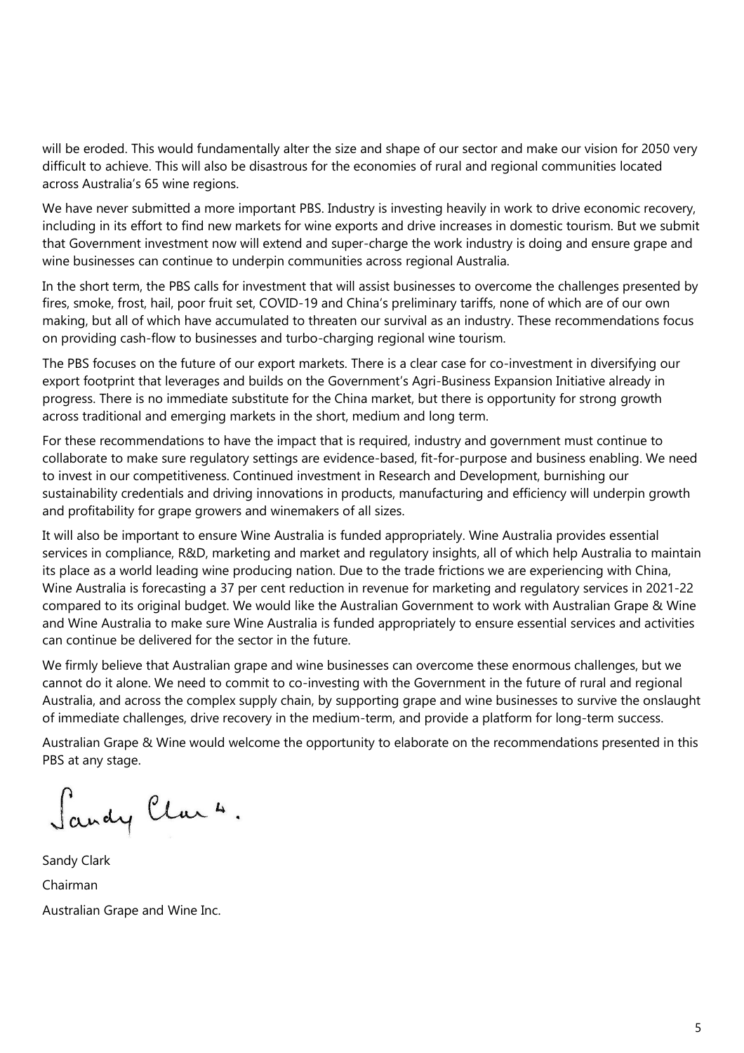will be eroded. This would fundamentally alter the size and shape of our sector and make our vision for 2050 very difficult to achieve. This will also be disastrous for the economies of rural and regional communities located across Australia's 65 wine regions.

We have never submitted a more important PBS. Industry is investing heavily in work to drive economic recovery, including in its effort to find new markets for wine exports and drive increases in domestic tourism. But we submit that Government investment now will extend and super-charge the work industry is doing and ensure grape and wine businesses can continue to underpin communities across regional Australia.

In the short term, the PBS calls for investment that will assist businesses to overcome the challenges presented by fires, smoke, frost, hail, poor fruit set, COVID-19 and China's preliminary tariffs, none of which are of our own making, but all of which have accumulated to threaten our survival as an industry. These recommendations focus on providing cash-flow to businesses and turbo-charging regional wine tourism.

The PBS focuses on the future of our export markets. There is a clear case for co-investment in diversifying our export footprint that leverages and builds on the Government's Agri-Business Expansion Initiative already in progress. There is no immediate substitute for the China market, but there is opportunity for strong growth across traditional and emerging markets in the short, medium and long term.

For these recommendations to have the impact that is required, industry and government must continue to collaborate to make sure regulatory settings are evidence-based, fit-for-purpose and business enabling. We need to invest in our competitiveness. Continued investment in Research and Development, burnishing our sustainability credentials and driving innovations in products, manufacturing and efficiency will underpin growth and profitability for grape growers and winemakers of all sizes.

It will also be important to ensure Wine Australia is funded appropriately. Wine Australia provides essential services in compliance, R&D, marketing and market and regulatory insights, all of which help Australia to maintain its place as a world leading wine producing nation. Due to the trade frictions we are experiencing with China, Wine Australia is forecasting a 37 per cent reduction in revenue for marketing and regulatory services in 2021-22 compared to its original budget. We would like the Australian Government to work with Australian Grape & Wine and Wine Australia to make sure Wine Australia is funded appropriately to ensure essential services and activities can continue be delivered for the sector in the future.

We firmly believe that Australian grape and wine businesses can overcome these enormous challenges, but we cannot do it alone. We need to commit to co-investing with the Government in the future of rural and regional Australia, and across the complex supply chain, by supporting grape and wine businesses to survive the onslaught of immediate challenges, drive recovery in the medium-term, and provide a platform for long-term success.

Australian Grape & Wine would welcome the opportunity to elaborate on the recommendations presented in this PBS at any stage.

Sandy Clark

Sandy Clark

Chairman

Australian Grape and Wine Inc.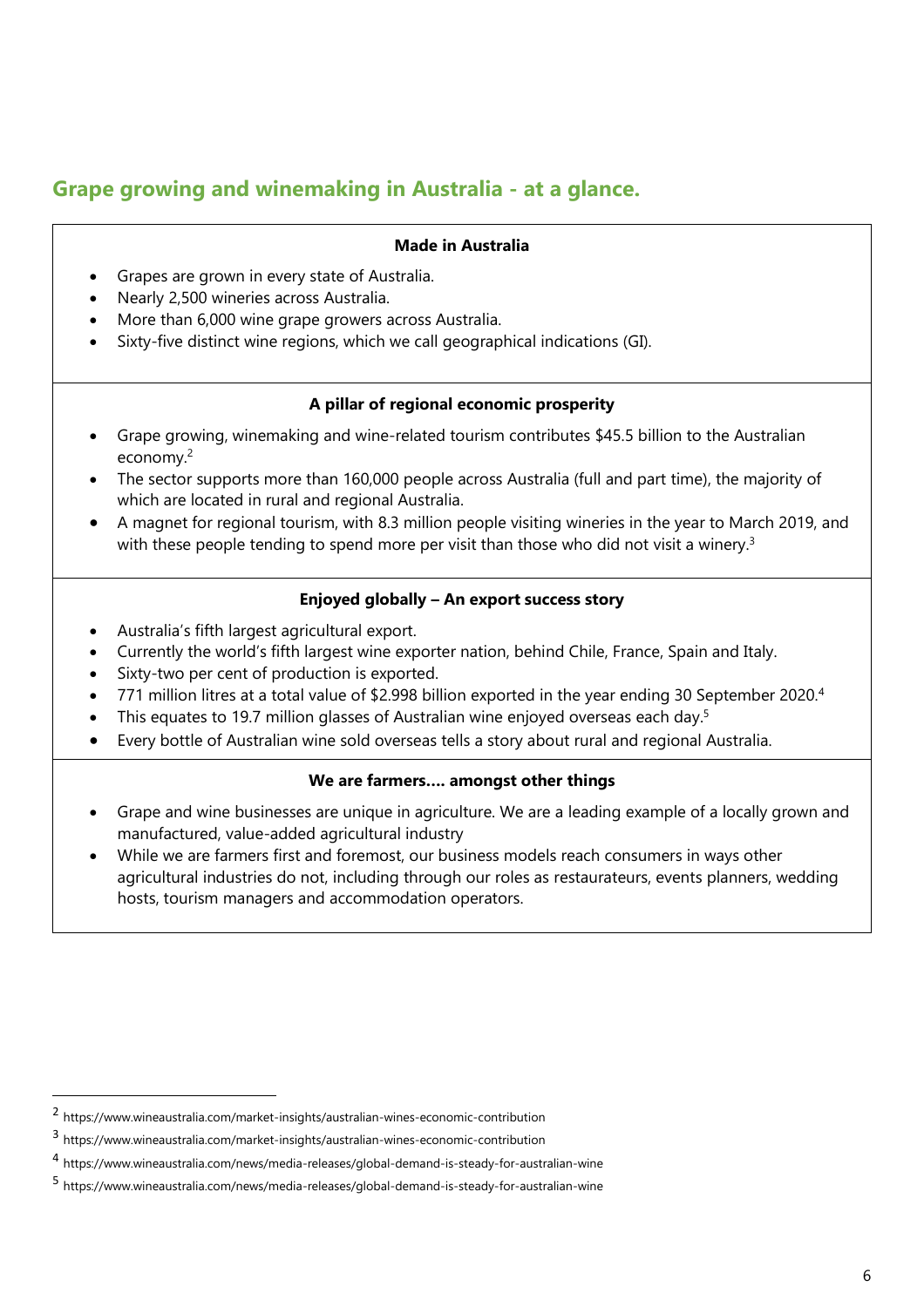## Grape growing and winemaking in Australia - at a glance.

**Made in Australia**

- Grapes are grown in every state of Australia.
- Nearly 2,500 wineries across Australia.
- More than 6,000 wine grape growers across Australia.
- Sixty-five distinct wine regions, which we call geographical indications (GI).

**A pillar of regional economic prosperity**

- Grape growing, winemaking and wine-related tourism contributes $45.5 billion to the Australian economy.[2]
- The sector supports more than 160,000 people across Australia (full and part time), the majority of which are located in rural and regional Australia.
- A magnet for regional tourism, with 8.3 million people visiting wineries in the year to March 2019, and with these people tending to spend more per visit than those who did not visit a winery.[3]

**Enjoyed globally – An export success story**

- Australia's fifth largest agricultural export.
- Currently the world's fifth largest wine exporter nation, behind Chile, France, Spain and Italy.
- Sixty-two per cent of production is exported.
- 771 million litres at a total value of $2.998 billion exported in the year ending 30 September 2020.[4]
- This equates to 19.7 million glasses of Australian wine enjoyed overseas each day.[5]
- Every bottle of Australian wine sold overseas tells a story about rural and regional Australia.

**We are farmers…. amongst other things**

- Grape and wine businesses are unique in agriculture. We are a leading example of a locally grown and manufactured, value-added agricultural industry
- While we are farmers first and foremost, our business models reach consumers in ways other agricultural industries do not, including through our roles as restaurateurs, events planners, wedding hosts, tourism managers and accommodation operators.

---

[2] https://www.wineaustralia.com/market-insights/australian-wines-economic-contribution

[3] https://www.wineaustralia.com/market-insights/australian-wines-economic-contribution

[4] https://www.wineaustralia.com/news/media-releases/global-demand-is-steady-for-australian-wine

[5] https://www.wineaustralia.com/news/media-releases/global-demand-is-steady-for-australian-wine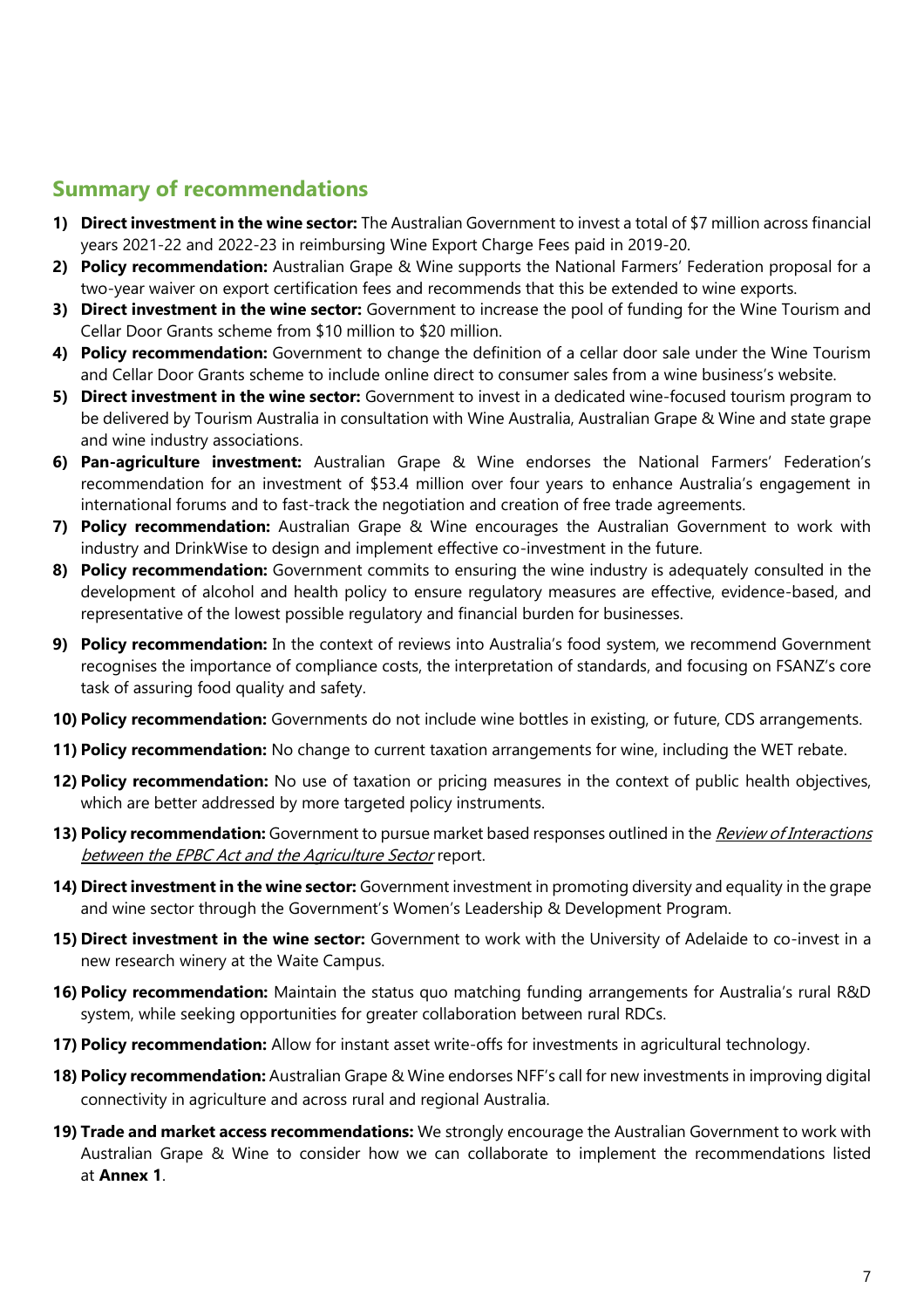## Summary of recommendations

1) **Direct investment in the wine sector:** The Australian Government to invest a total of $7 million across financial years 2021-22 and 2022-23 in reimbursing Wine Export Charge Fees paid in 2019-20.
2) **Policy recommendation:** Australian Grape & Wine supports the National Farmers' Federation proposal for a two-year waiver on export certification fees and recommends that this be extended to wine exports.
3) **Direct investment in the wine sector:** Government to increase the pool of funding for the Wine Tourism and Cellar Door Grants scheme from $10 million to $20 million.
4) **Policy recommendation:** Government to change the definition of a cellar door sale under the Wine Tourism and Cellar Door Grants scheme to include online direct to consumer sales from a wine business's website.
5) **Direct investment in the wine sector:** Government to invest in a dedicated wine-focused tourism program to be delivered by Tourism Australia in consultation with Wine Australia, Australian Grape & Wine and state grape and wine industry associations.
6) **Pan-agriculture investment:** Australian Grape & Wine endorses the National Farmers' Federation's recommendation for an investment of $53.4 million over four years to enhance Australia's engagement in international forums and to fast-track the negotiation and creation of free trade agreements.
7) **Policy recommendation:** Australian Grape & Wine encourages the Australian Government to work with industry and DrinkWise to design and implement effective co-investment in the future.
8) **Policy recommendation:** Government commits to ensuring the wine industry is adequately consulted in the development of alcohol and health policy to ensure regulatory measures are effective, evidence-based, and representative of the lowest possible regulatory and financial burden for businesses.
9) **Policy recommendation:** In the context of reviews into Australia's food system, we recommend Government recognises the importance of compliance costs, the interpretation of standards, and focusing on FSANZ's core task of assuring food quality and safety.
10) **Policy recommendation:** Governments do not include wine bottles in existing, or future, CDS arrangements.
11) **Policy recommendation:** No change to current taxation arrangements for wine, including the WET rebate.
12) **Policy recommendation:** No use of taxation or pricing measures in the context of public health objectives, which are better addressed by more targeted policy instruments.
13) **Policy recommendation:** Government to pursue market based responses outlined in the *Review of Interactions between the EPBC Act and the Agriculture Sector* report.
14) **Direct investment in the wine sector:** Government investment in promoting diversity and equality in the grape and wine sector through the Government's Women's Leadership & Development Program.
15) **Direct investment in the wine sector:** Government to work with the University of Adelaide to co-invest in a new research winery at the Waite Campus.
16) **Policy recommendation:** Maintain the status quo matching funding arrangements for Australia's rural R&D system, while seeking opportunities for greater collaboration between rural RDCs.
17) **Policy recommendation:** Allow for instant asset write-offs for investments in agricultural technology.
18) **Policy recommendation:** Australian Grape & Wine endorses NFF's call for new investments in improving digital connectivity in agriculture and across rural and regional Australia.
19) **Trade and market access recommendations:** We strongly encourage the Australian Government to work with Australian Grape & Wine to consider how we can collaborate to implement the recommendations listed at **Annex 1**.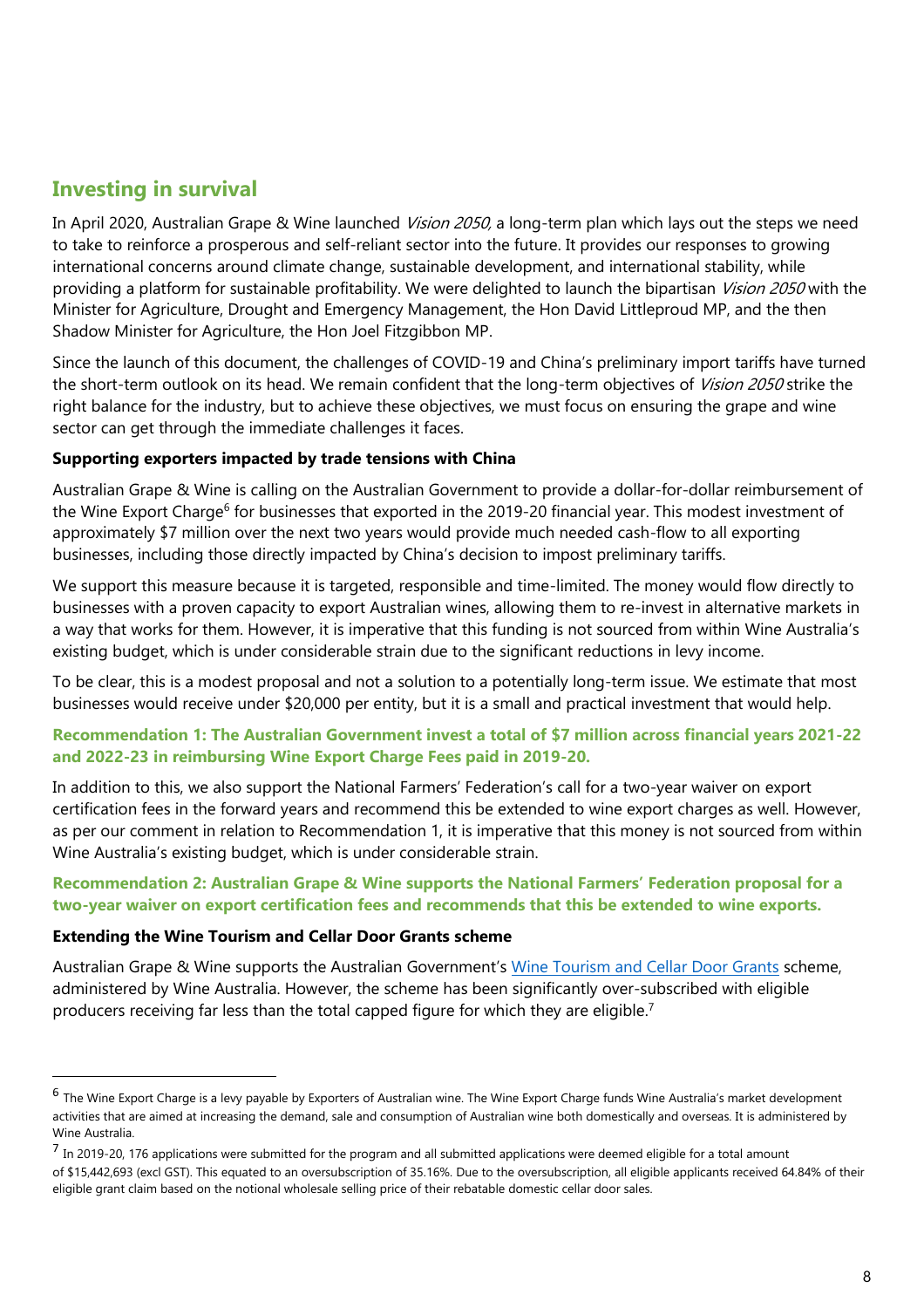## Investing in survival

In April 2020, Australian Grape & Wine launched *Vision 2050*, a long-term plan which lays out the steps we need to take to reinforce a prosperous and self-reliant sector into the future. It provides our responses to growing international concerns around climate change, sustainable development, and international stability, while providing a platform for sustainable profitability. We were delighted to launch the bipartisan *Vision 2050* with the Minister for Agriculture, Drought and Emergency Management, the Hon David Littleproud MP, and the then Shadow Minister for Agriculture, the Hon Joel Fitzgibbon MP.

Since the launch of this document, the challenges of COVID-19 and China's preliminary import tariffs have turned the short-term outlook on its head. We remain confident that the long-term objectives of *Vision 2050* strike the right balance for the industry, but to achieve these objectives, we must focus on ensuring the grape and wine sector can get through the immediate challenges it faces.

### Supporting exporters impacted by trade tensions with China

Australian Grape & Wine is calling on the Australian Government to provide a dollar-for-dollar reimbursement of the Wine Export Charge[6] for businesses that exported in the 2019-20 financial year. This modest investment of approximately $7 million over the next two years would provide much needed cash-flow to all exporting businesses, including those directly impacted by China's decision to impost preliminary tariffs.

We support this measure because it is targeted, responsible and time-limited. The money would flow directly to businesses with a proven capacity to export Australian wines, allowing them to re-invest in alternative markets in a way that works for them. However, it is imperative that this funding is not sourced from within Wine Australia's existing budget, which is under considerable strain due to the significant reductions in levy income.

To be clear, this is a modest proposal and not a solution to a potentially long-term issue. We estimate that most businesses would receive under $20,000 per entity, but it is a small and practical investment that would help.

**Recommendation 1: The Australian Government invest a total of $7 million across financial years 2021-22 and 2022-23 in reimbursing Wine Export Charge Fees paid in 2019-20.**

In addition to this, we also support the National Farmers' Federation's call for a two-year waiver on export certification fees in the forward years and recommend this be extended to wine export charges as well. However, as per our comment in relation to Recommendation 1, it is imperative that this money is not sourced from within Wine Australia's existing budget, which is under considerable strain.

**Recommendation 2: Australian Grape & Wine supports the National Farmers' Federation proposal for a two-year waiver on export certification fees and recommends that this be extended to wine exports.**

### Extending the Wine Tourism and Cellar Door Grants scheme

Australian Grape & Wine supports the Australian Government's Wine Tourism and Cellar Door Grants scheme, administered by Wine Australia. However, the scheme has been significantly over-subscribed with eligible producers receiving far less than the total capped figure for which they are eligible.[7]

---

[6] The Wine Export Charge is a levy payable by Exporters of Australian wine. The Wine Export Charge funds Wine Australia's market development activities that are aimed at increasing the demand, sale and consumption of Australian wine both domestically and overseas. It is administered by Wine Australia.

[7] In 2019-20, 176 applications were submitted for the program and all submitted applications were deemed eligible for a total amount of $15,442,693 (excl GST). This equated to an oversubscription of 35.16%. Due to the oversubscription, all eligible applicants received 64.84% of their eligible grant claim based on the notional wholesale selling price of their rebatable domestic cellar door sales.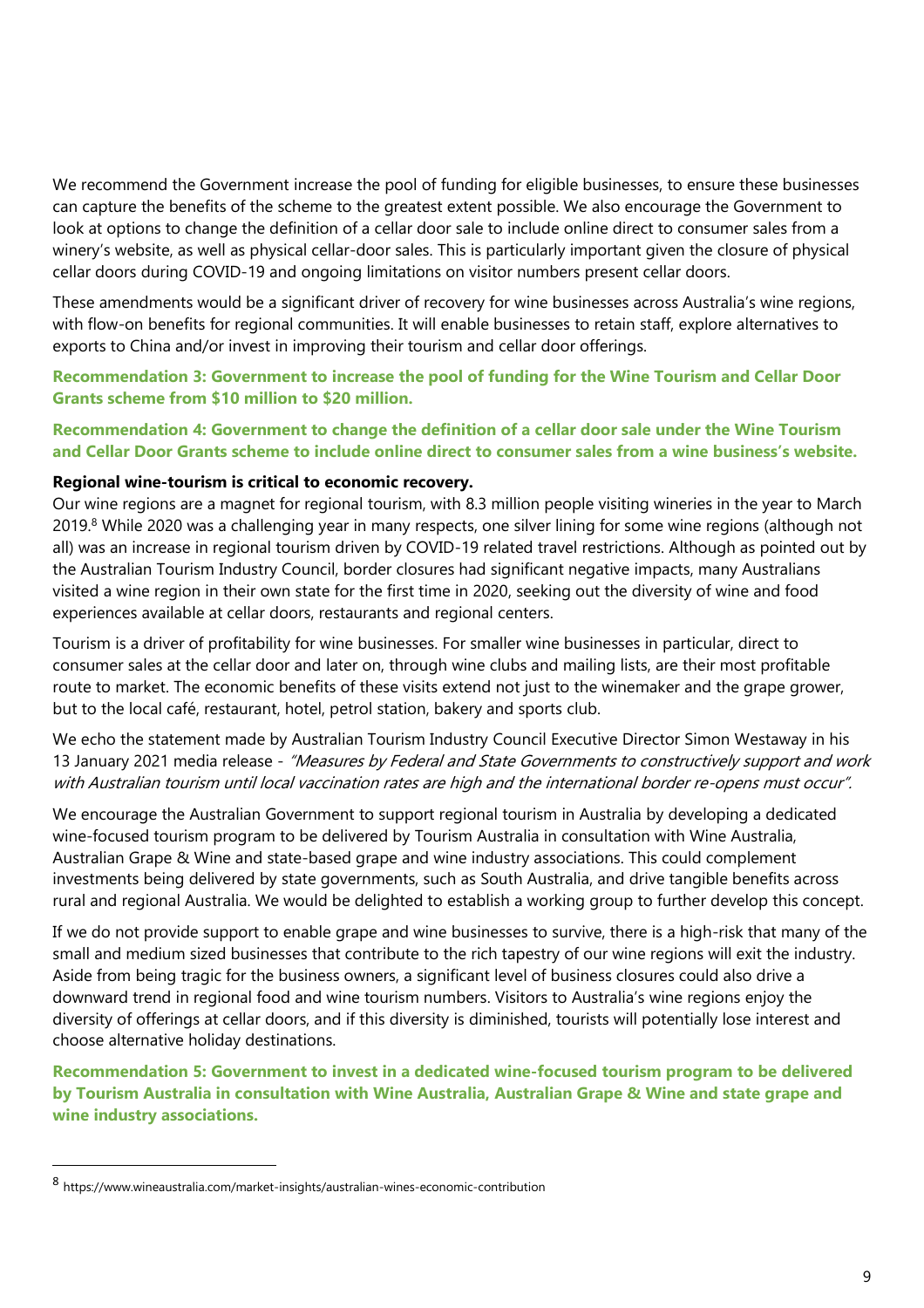We recommend the Government increase the pool of funding for eligible businesses, to ensure these businesses can capture the benefits of the scheme to the greatest extent possible. We also encourage the Government to look at options to change the definition of a cellar door sale to include online direct to consumer sales from a winery's website, as well as physical cellar-door sales. This is particularly important given the closure of physical cellar doors during COVID-19 and ongoing limitations on visitor numbers present cellar doors.

These amendments would be a significant driver of recovery for wine businesses across Australia's wine regions, with flow-on benefits for regional communities. It will enable businesses to retain staff, explore alternatives to exports to China and/or invest in improving their tourism and cellar door offerings.

**Recommendation 3: Government to increase the pool of funding for the Wine Tourism and Cellar Door Grants scheme from $10 million to $20 million.**

**Recommendation 4: Government to change the definition of a cellar door sale under the Wine Tourism and Cellar Door Grants scheme to include online direct to consumer sales from a wine business's website.**

**Regional wine-tourism is critical to economic recovery.**

Our wine regions are a magnet for regional tourism, with 8.3 million people visiting wineries in the year to March 2019.[8] While 2020 was a challenging year in many respects, one silver lining for some wine regions (although not all) was an increase in regional tourism driven by COVID-19 related travel restrictions. Although as pointed out by the Australian Tourism Industry Council, border closures had significant negative impacts, many Australians visited a wine region in their own state for the first time in 2020, seeking out the diversity of wine and food experiences available at cellar doors, restaurants and regional centers.

Tourism is a driver of profitability for wine businesses. For smaller wine businesses in particular, direct to consumer sales at the cellar door and later on, through wine clubs and mailing lists, are their most profitable route to market. The economic benefits of these visits extend not just to the winemaker and the grape grower, but to the local café, restaurant, hotel, petrol station, bakery and sports club.

We echo the statement made by Australian Tourism Industry Council Executive Director Simon Westaway in his 13 January 2021 media release - *"Measures by Federal and State Governments to constructively support and work with Australian tourism until local vaccination rates are high and the international border re-opens must occur".*

We encourage the Australian Government to support regional tourism in Australia by developing a dedicated wine-focused tourism program to be delivered by Tourism Australia in consultation with Wine Australia, Australian Grape & Wine and state-based grape and wine industry associations. This could complement investments being delivered by state governments, such as South Australia, and drive tangible benefits across rural and regional Australia. We would be delighted to establish a working group to further develop this concept.

If we do not provide support to enable grape and wine businesses to survive, there is a high-risk that many of the small and medium sized businesses that contribute to the rich tapestry of our wine regions will exit the industry. Aside from being tragic for the business owners, a significant level of business closures could also drive a downward trend in regional food and wine tourism numbers. Visitors to Australia's wine regions enjoy the diversity of offerings at cellar doors, and if this diversity is diminished, tourists will potentially lose interest and choose alternative holiday destinations.

**Recommendation 5: Government to invest in a dedicated wine-focused tourism program to be delivered by Tourism Australia in consultation with Wine Australia, Australian Grape & Wine and state grape and wine industry associations.**

---

[8] https://www.wineaustralia.com/market-insights/australian-wines-economic-contribution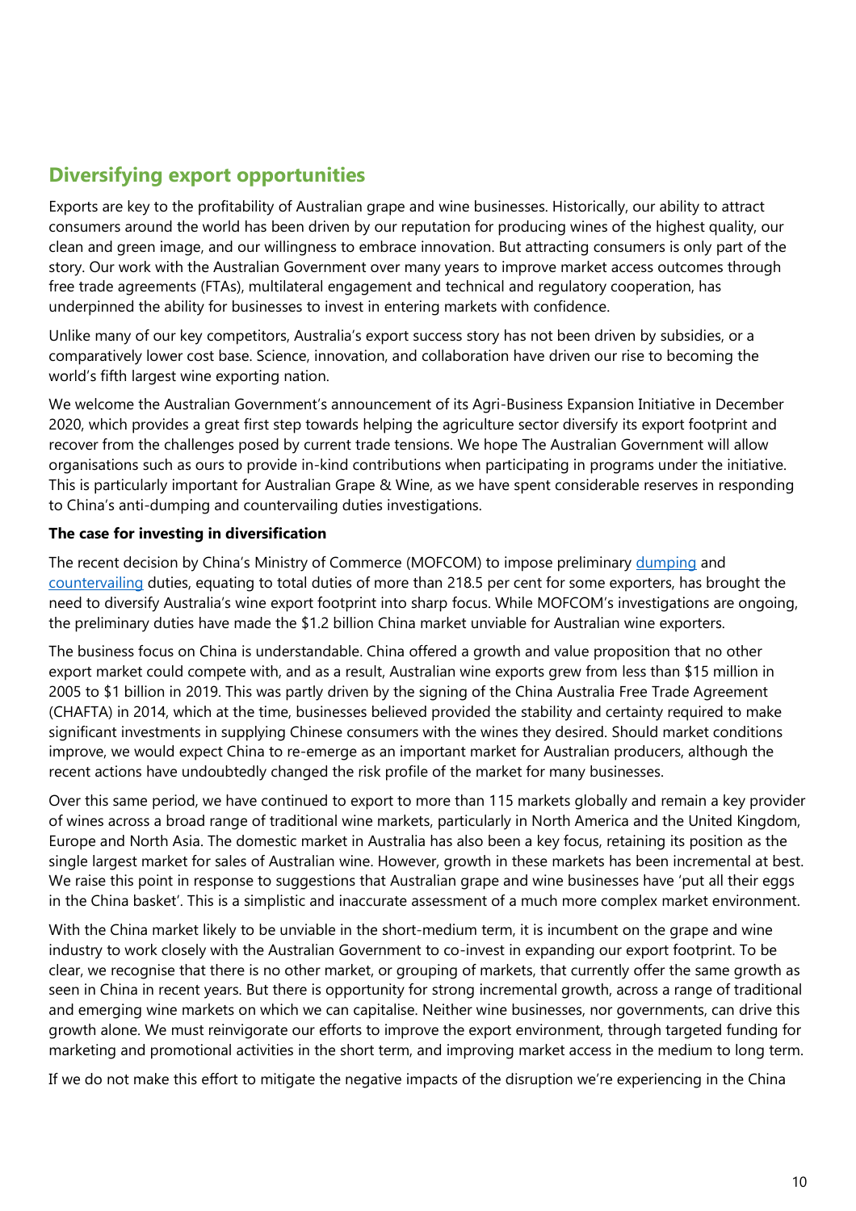## Diversifying export opportunities

Exports are key to the profitability of Australian grape and wine businesses. Historically, our ability to attract consumers around the world has been driven by our reputation for producing wines of the highest quality, our clean and green image, and our willingness to embrace innovation. But attracting consumers is only part of the story. Our work with the Australian Government over many years to improve market access outcomes through free trade agreements (FTAs), multilateral engagement and technical and regulatory cooperation, has underpinned the ability for businesses to invest in entering markets with confidence.

Unlike many of our key competitors, Australia's export success story has not been driven by subsidies, or a comparatively lower cost base. Science, innovation, and collaboration have driven our rise to becoming the world's fifth largest wine exporting nation.

We welcome the Australian Government's announcement of its Agri-Business Expansion Initiative in December 2020, which provides a great first step towards helping the agriculture sector diversify its export footprint and recover from the challenges posed by current trade tensions. We hope The Australian Government will allow organisations such as ours to provide in-kind contributions when participating in programs under the initiative. This is particularly important for Australian Grape & Wine, as we have spent considerable reserves in responding to China's anti-dumping and countervailing duties investigations.

**The case for investing in diversification**

The recent decision by China's Ministry of Commerce (MOFCOM) to impose preliminary dumping and countervailing duties, equating to total duties of more than 218.5 per cent for some exporters, has brought the need to diversify Australia's wine export footprint into sharp focus. While MOFCOM's investigations are ongoing, the preliminary duties have made the $1.2 billion China market unviable for Australian wine exporters.

The business focus on China is understandable. China offered a growth and value proposition that no other export market could compete with, and as a result, Australian wine exports grew from less than $15 million in 2005 to $1 billion in 2019. This was partly driven by the signing of the China Australia Free Trade Agreement (CHAFTA) in 2014, which at the time, businesses believed provided the stability and certainty required to make significant investments in supplying Chinese consumers with the wines they desired. Should market conditions improve, we would expect China to re-emerge as an important market for Australian producers, although the recent actions have undoubtedly changed the risk profile of the market for many businesses.

Over this same period, we have continued to export to more than 115 markets globally and remain a key provider of wines across a broad range of traditional wine markets, particularly in North America and the United Kingdom, Europe and North Asia. The domestic market in Australia has also been a key focus, retaining its position as the single largest market for sales of Australian wine. However, growth in these markets has been incremental at best. We raise this point in response to suggestions that Australian grape and wine businesses have 'put all their eggs in the China basket'. This is a simplistic and inaccurate assessment of a much more complex market environment.

With the China market likely to be unviable in the short-medium term, it is incumbent on the grape and wine industry to work closely with the Australian Government to co-invest in expanding our export footprint. To be clear, we recognise that there is no other market, or grouping of markets, that currently offer the same growth as seen in China in recent years. But there is opportunity for strong incremental growth, across a range of traditional and emerging wine markets on which we can capitalise. Neither wine businesses, nor governments, can drive this growth alone. We must reinvigorate our efforts to improve the export environment, through targeted funding for marketing and promotional activities in the short term, and improving market access in the medium to long term.

If we do not make this effort to mitigate the negative impacts of the disruption we're experiencing in the China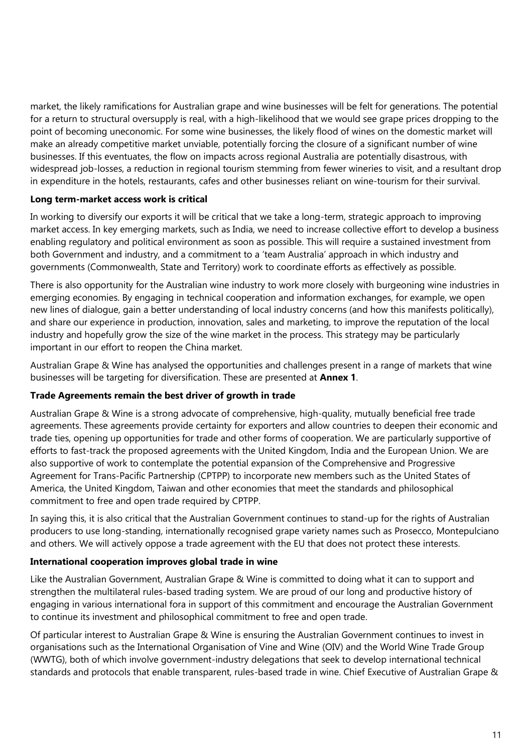market, the likely ramifications for Australian grape and wine businesses will be felt for generations. The potential for a return to structural oversupply is real, with a high-likelihood that we would see grape prices dropping to the point of becoming uneconomic. For some wine businesses, the likely flood of wines on the domestic market will make an already competitive market unviable, potentially forcing the closure of a significant number of wine businesses. If this eventuates, the flow on impacts across regional Australia are potentially disastrous, with widespread job-losses, a reduction in regional tourism stemming from fewer wineries to visit, and a resultant drop in expenditure in the hotels, restaurants, cafes and other businesses reliant on wine-tourism for their survival.

**Long term-market access work is critical**

In working to diversify our exports it will be critical that we take a long-term, strategic approach to improving market access. In key emerging markets, such as India, we need to increase collective effort to develop a business enabling regulatory and political environment as soon as possible. This will require a sustained investment from both Government and industry, and a commitment to a 'team Australia' approach in which industry and governments (Commonwealth, State and Territory) work to coordinate efforts as effectively as possible.

There is also opportunity for the Australian wine industry to work more closely with burgeoning wine industries in emerging economies. By engaging in technical cooperation and information exchanges, for example, we open new lines of dialogue, gain a better understanding of local industry concerns (and how this manifests politically), and share our experience in production, innovation, sales and marketing, to improve the reputation of the local industry and hopefully grow the size of the wine market in the process. This strategy may be particularly important in our effort to reopen the China market.

Australian Grape & Wine has analysed the opportunities and challenges present in a range of markets that wine businesses will be targeting for diversification. These are presented at **Annex 1**.

**Trade Agreements remain the best driver of growth in trade**

Australian Grape & Wine is a strong advocate of comprehensive, high-quality, mutually beneficial free trade agreements. These agreements provide certainty for exporters and allow countries to deepen their economic and trade ties, opening up opportunities for trade and other forms of cooperation. We are particularly supportive of efforts to fast-track the proposed agreements with the United Kingdom, India and the European Union. We are also supportive of work to contemplate the potential expansion of the Comprehensive and Progressive Agreement for Trans-Pacific Partnership (CPTPP) to incorporate new members such as the United States of America, the United Kingdom, Taiwan and other economies that meet the standards and philosophical commitment to free and open trade required by CPTPP.

In saying this, it is also critical that the Australian Government continues to stand-up for the rights of Australian producers to use long-standing, internationally recognised grape variety names such as Prosecco, Montepulciano and others. We will actively oppose a trade agreement with the EU that does not protect these interests.

**International cooperation improves global trade in wine**

Like the Australian Government, Australian Grape & Wine is committed to doing what it can to support and strengthen the multilateral rules-based trading system. We are proud of our long and productive history of engaging in various international fora in support of this commitment and encourage the Australian Government to continue its investment and philosophical commitment to free and open trade.

Of particular interest to Australian Grape & Wine is ensuring the Australian Government continues to invest in organisations such as the International Organisation of Vine and Wine (OIV) and the World Wine Trade Group (WWTG), both of which involve government-industry delegations that seek to develop international technical standards and protocols that enable transparent, rules-based trade in wine. Chief Executive of Australian Grape &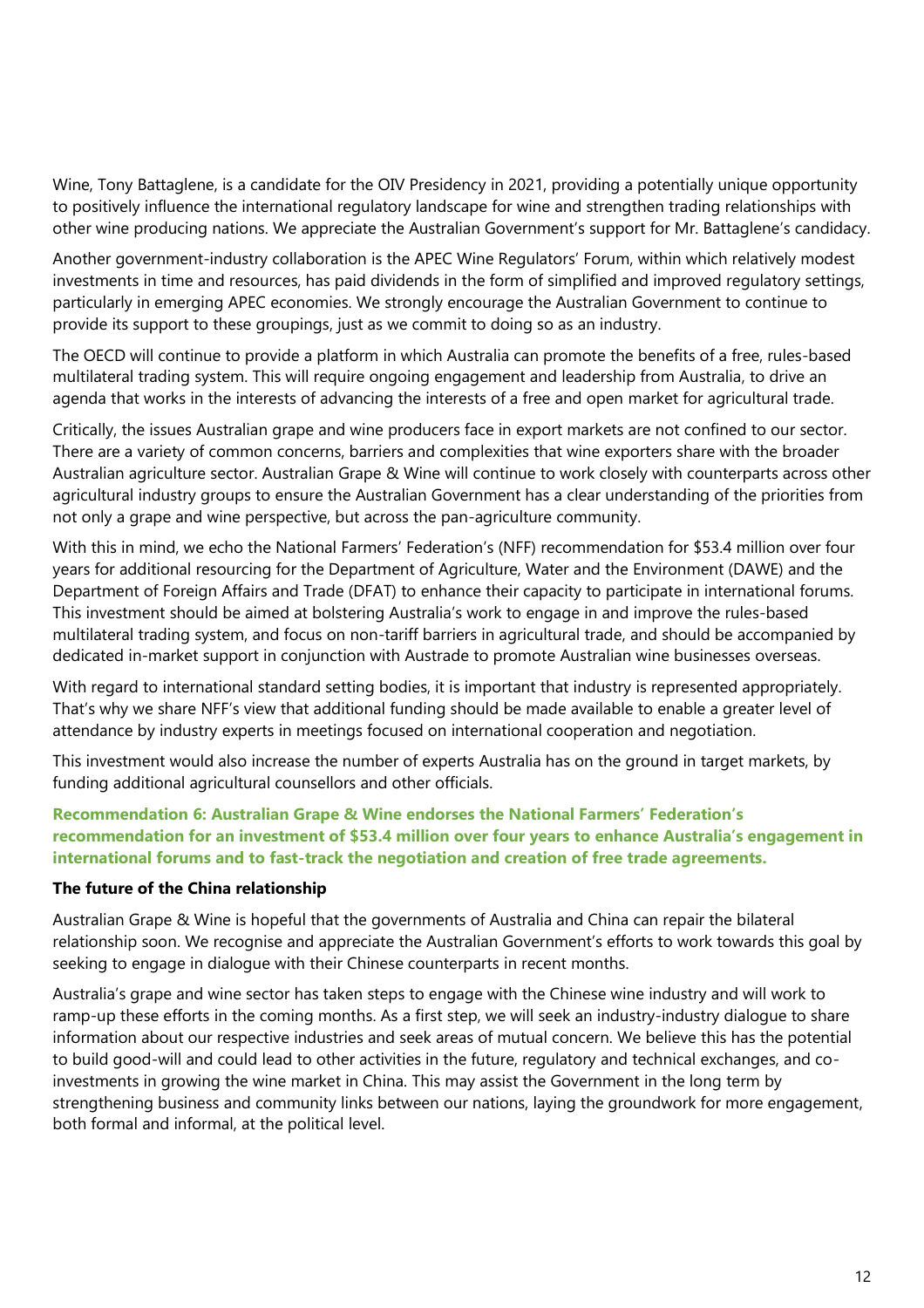Wine, Tony Battaglene, is a candidate for the OIV Presidency in 2021, providing a potentially unique opportunity to positively influence the international regulatory landscape for wine and strengthen trading relationships with other wine producing nations. We appreciate the Australian Government's support for Mr. Battaglene's candidacy.

Another government-industry collaboration is the APEC Wine Regulators' Forum, within which relatively modest investments in time and resources, has paid dividends in the form of simplified and improved regulatory settings, particularly in emerging APEC economies. We strongly encourage the Australian Government to continue to provide its support to these groupings, just as we commit to doing so as an industry.

The OECD will continue to provide a platform in which Australia can promote the benefits of a free, rules-based multilateral trading system. This will require ongoing engagement and leadership from Australia, to drive an agenda that works in the interests of advancing the interests of a free and open market for agricultural trade.

Critically, the issues Australian grape and wine producers face in export markets are not confined to our sector. There are a variety of common concerns, barriers and complexities that wine exporters share with the broader Australian agriculture sector. Australian Grape & Wine will continue to work closely with counterparts across other agricultural industry groups to ensure the Australian Government has a clear understanding of the priorities from not only a grape and wine perspective, but across the pan-agriculture community.

With this in mind, we echo the National Farmers' Federation's (NFF) recommendation for $53.4 million over four years for additional resourcing for the Department of Agriculture, Water and the Environment (DAWE) and the Department of Foreign Affairs and Trade (DFAT) to enhance their capacity to participate in international forums. This investment should be aimed at bolstering Australia's work to engage in and improve the rules-based multilateral trading system, and focus on non-tariff barriers in agricultural trade, and should be accompanied by dedicated in-market support in conjunction with Austrade to promote Australian wine businesses overseas.

With regard to international standard setting bodies, it is important that industry is represented appropriately. That's why we share NFF's view that additional funding should be made available to enable a greater level of attendance by industry experts in meetings focused on international cooperation and negotiation.

This investment would also increase the number of experts Australia has on the ground in target markets, by funding additional agricultural counsellors and other officials.

**Recommendation 6: Australian Grape & Wine endorses the National Farmers' Federation's recommendation for an investment of $53.4 million over four years to enhance Australia's engagement in international forums and to fast-track the negotiation and creation of free trade agreements.**

### The future of the China relationship

Australian Grape & Wine is hopeful that the governments of Australia and China can repair the bilateral relationship soon. We recognise and appreciate the Australian Government's efforts to work towards this goal by seeking to engage in dialogue with their Chinese counterparts in recent months.

Australia's grape and wine sector has taken steps to engage with the Chinese wine industry and will work to ramp-up these efforts in the coming months. As a first step, we will seek an industry-industry dialogue to share information about our respective industries and seek areas of mutual concern. We believe this has the potential to build good-will and could lead to other activities in the future, regulatory and technical exchanges, and co-investments in growing the wine market in China. This may assist the Government in the long term by strengthening business and community links between our nations, laying the groundwork for more engagement, both formal and informal, at the political level.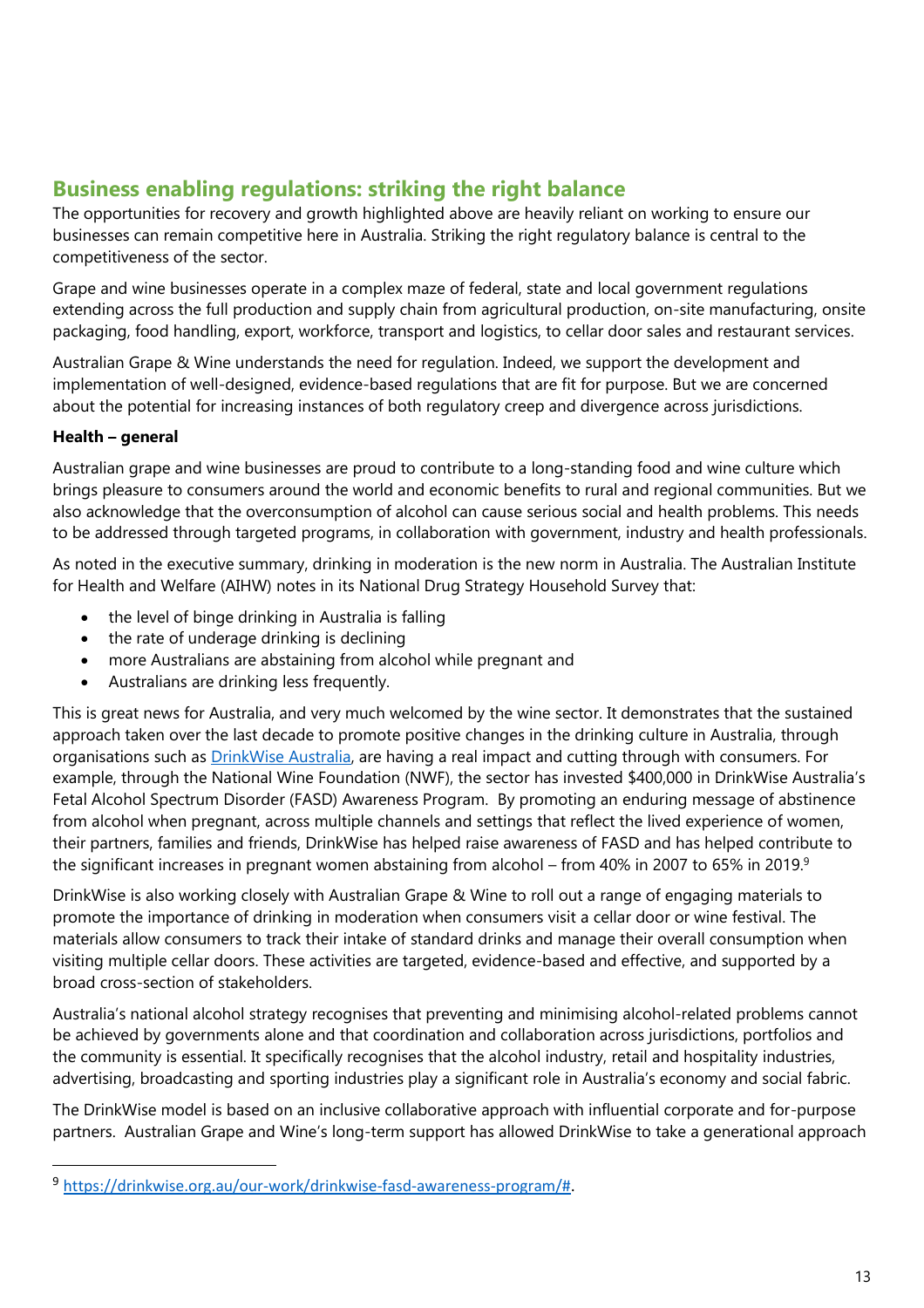## Business enabling regulations: striking the right balance

The opportunities for recovery and growth highlighted above are heavily reliant on working to ensure our businesses can remain competitive here in Australia. Striking the right regulatory balance is central to the competitiveness of the sector.

Grape and wine businesses operate in a complex maze of federal, state and local government regulations extending across the full production and supply chain from agricultural production, on-site manufacturing, onsite packaging, food handling, export, workforce, transport and logistics, to cellar door sales and restaurant services.

Australian Grape & Wine understands the need for regulation. Indeed, we support the development and implementation of well-designed, evidence-based regulations that are fit for purpose. But we are concerned about the potential for increasing instances of both regulatory creep and divergence across jurisdictions.

**Health – general**

Australian grape and wine businesses are proud to contribute to a long-standing food and wine culture which brings pleasure to consumers around the world and economic benefits to rural and regional communities. But we also acknowledge that the overconsumption of alcohol can cause serious social and health problems. This needs to be addressed through targeted programs, in collaboration with government, industry and health professionals.

As noted in the executive summary, drinking in moderation is the new norm in Australia. The Australian Institute for Health and Welfare (AIHW) notes in its National Drug Strategy Household Survey that:

- the level of binge drinking in Australia is falling
- the rate of underage drinking is declining
- more Australians are abstaining from alcohol while pregnant and
- Australians are drinking less frequently.

This is great news for Australia, and very much welcomed by the wine sector. It demonstrates that the sustained approach taken over the last decade to promote positive changes in the drinking culture in Australia, through organisations such as DrinkWise Australia, are having a real impact and cutting through with consumers. For example, through the National Wine Foundation (NWF), the sector has invested $400,000 in DrinkWise Australia's Fetal Alcohol Spectrum Disorder (FASD) Awareness Program. By promoting an enduring message of abstinence from alcohol when pregnant, across multiple channels and settings that reflect the lived experience of women, their partners, families and friends, DrinkWise has helped raise awareness of FASD and has helped contribute to the significant increases in pregnant women abstaining from alcohol – from 40% in 2007 to 65% in 2019.[9]

DrinkWise is also working closely with Australian Grape & Wine to roll out a range of engaging materials to promote the importance of drinking in moderation when consumers visit a cellar door or wine festival. The materials allow consumers to track their intake of standard drinks and manage their overall consumption when visiting multiple cellar doors. These activities are targeted, evidence-based and effective, and supported by a broad cross-section of stakeholders.

Australia's national alcohol strategy recognises that preventing and minimising alcohol-related problems cannot be achieved by governments alone and that coordination and collaboration across jurisdictions, portfolios and the community is essential. It specifically recognises that the alcohol industry, retail and hospitality industries, advertising, broadcasting and sporting industries play a significant role in Australia's economy and social fabric.

The DrinkWise model is based on an inclusive collaborative approach with influential corporate and for-purpose partners. Australian Grape and Wine's long-term support has allowed DrinkWise to take a generational approach

---

[9] https://drinkwise.org.au/our-work/drinkwise-fasd-awareness-program/#.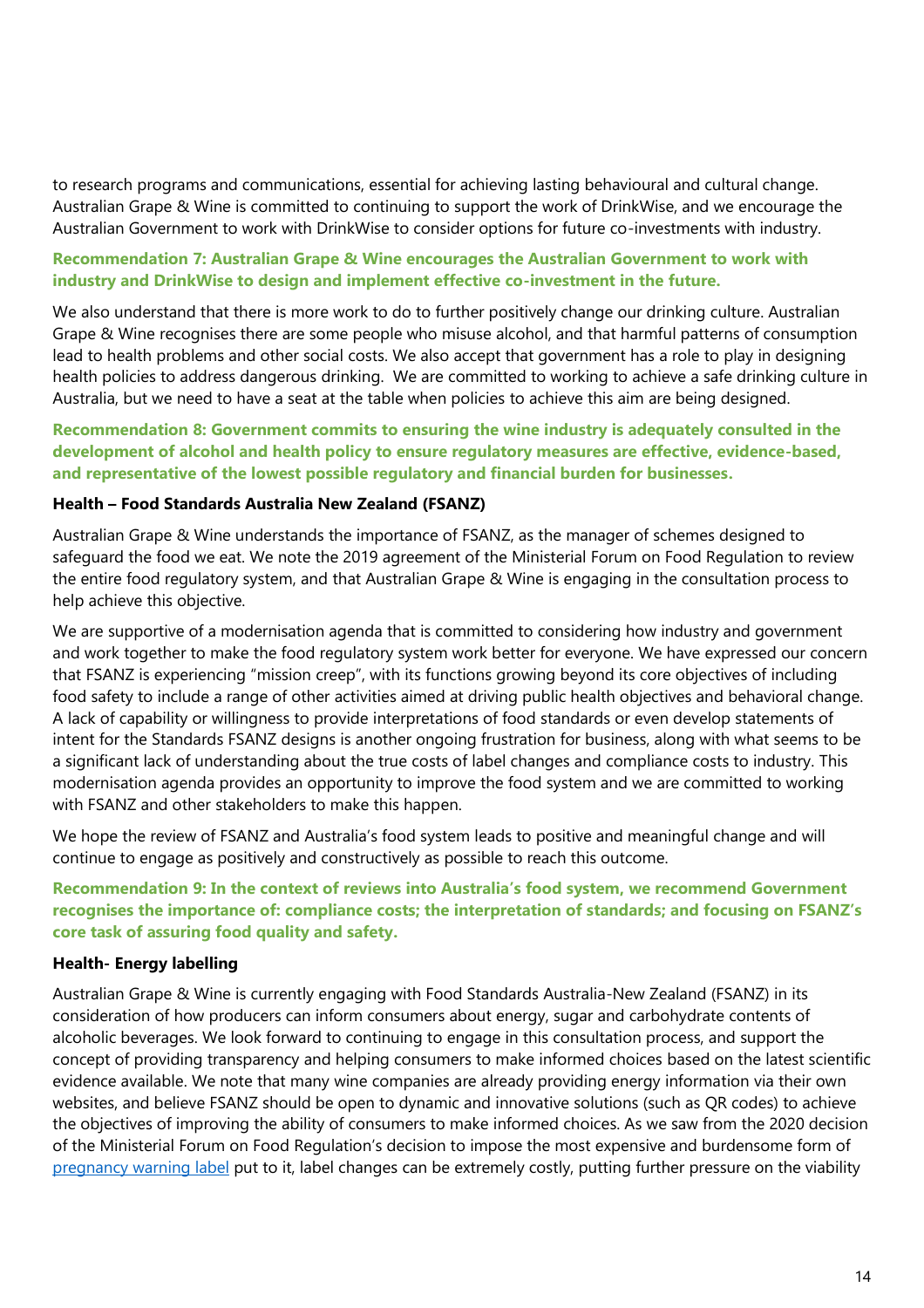to research programs and communications, essential for achieving lasting behavioural and cultural change. Australian Grape & Wine is committed to continuing to support the work of DrinkWise, and we encourage the Australian Government to work with DrinkWise to consider options for future co-investments with industry.

**Recommendation 7: Australian Grape & Wine encourages the Australian Government to work with industry and DrinkWise to design and implement effective co-investment in the future.**

We also understand that there is more work to do to further positively change our drinking culture. Australian Grape & Wine recognises there are some people who misuse alcohol, and that harmful patterns of consumption lead to health problems and other social costs. We also accept that government has a role to play in designing health policies to address dangerous drinking. We are committed to working to achieve a safe drinking culture in Australia, but we need to have a seat at the table when policies to achieve this aim are being designed.

**Recommendation 8: Government commits to ensuring the wine industry is adequately consulted in the development of alcohol and health policy to ensure regulatory measures are effective, evidence-based, and representative of the lowest possible regulatory and financial burden for businesses.**

### Health – Food Standards Australia New Zealand (FSANZ)

Australian Grape & Wine understands the importance of FSANZ, as the manager of schemes designed to safeguard the food we eat. We note the 2019 agreement of the Ministerial Forum on Food Regulation to review the entire food regulatory system, and that Australian Grape & Wine is engaging in the consultation process to help achieve this objective.

We are supportive of a modernisation agenda that is committed to considering how industry and government and work together to make the food regulatory system work better for everyone. We have expressed our concern that FSANZ is experiencing "mission creep", with its functions growing beyond its core objectives of including food safety to include a range of other activities aimed at driving public health objectives and behavioral change. A lack of capability or willingness to provide interpretations of food standards or even develop statements of intent for the Standards FSANZ designs is another ongoing frustration for business, along with what seems to be a significant lack of understanding about the true costs of label changes and compliance costs to industry. This modernisation agenda provides an opportunity to improve the food system and we are committed to working with FSANZ and other stakeholders to make this happen.

We hope the review of FSANZ and Australia's food system leads to positive and meaningful change and will continue to engage as positively and constructively as possible to reach this outcome.

**Recommendation 9: In the context of reviews into Australia's food system, we recommend Government recognises the importance of: compliance costs; the interpretation of standards; and focusing on FSANZ's core task of assuring food quality and safety.**

### Health- Energy labelling

Australian Grape & Wine is currently engaging with Food Standards Australia-New Zealand (FSANZ) in its consideration of how producers can inform consumers about energy, sugar and carbohydrate contents of alcoholic beverages. We look forward to continuing to engage in this consultation process, and support the concept of providing transparency and helping consumers to make informed choices based on the latest scientific evidence available. We note that many wine companies are already providing energy information via their own websites, and believe FSANZ should be open to dynamic and innovative solutions (such as QR codes) to achieve the objectives of improving the ability of consumers to make informed choices. As we saw from the 2020 decision of the Ministerial Forum on Food Regulation's decision to impose the most expensive and burdensome form of pregnancy warning label put to it, label changes can be extremely costly, putting further pressure on the viability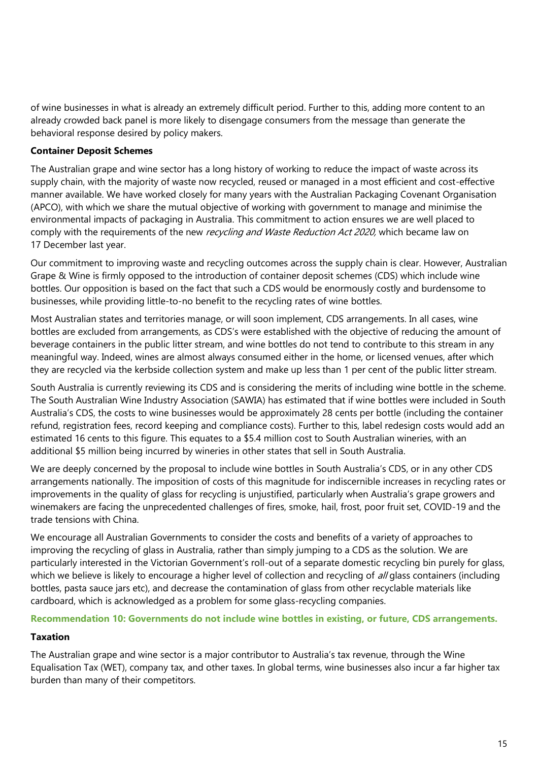of wine businesses in what is already an extremely difficult period. Further to this, adding more content to an already crowded back panel is more likely to disengage consumers from the message than generate the behavioral response desired by policy makers.

**Container Deposit Schemes**

The Australian grape and wine sector has a long history of working to reduce the impact of waste across its supply chain, with the majority of waste now recycled, reused or managed in a most efficient and cost-effective manner available. We have worked closely for many years with the Australian Packaging Covenant Organisation (APCO), with which we share the mutual objective of working with government to manage and minimise the environmental impacts of packaging in Australia. This commitment to action ensures we are well placed to comply with the requirements of the new *recycling and Waste Reduction Act 2020,* which became law on 17 December last year.

Our commitment to improving waste and recycling outcomes across the supply chain is clear. However, Australian Grape & Wine is firmly opposed to the introduction of container deposit schemes (CDS) which include wine bottles. Our opposition is based on the fact that such a CDS would be enormously costly and burdensome to businesses, while providing little-to-no benefit to the recycling rates of wine bottles.

Most Australian states and territories manage, or will soon implement, CDS arrangements. In all cases, wine bottles are excluded from arrangements, as CDS's were established with the objective of reducing the amount of beverage containers in the public litter stream, and wine bottles do not tend to contribute to this stream in any meaningful way. Indeed, wines are almost always consumed either in the home, or licensed venues, after which they are recycled via the kerbside collection system and make up less than 1 per cent of the public litter stream.

South Australia is currently reviewing its CDS and is considering the merits of including wine bottle in the scheme. The South Australian Wine Industry Association (SAWIA) has estimated that if wine bottles were included in South Australia's CDS, the costs to wine businesses would be approximately 28 cents per bottle (including the container refund, registration fees, record keeping and compliance costs). Further to this, label redesign costs would add an estimated 16 cents to this figure. This equates to a $5.4 million cost to South Australian wineries, with an additional $5 million being incurred by wineries in other states that sell in South Australia.

We are deeply concerned by the proposal to include wine bottles in South Australia's CDS, or in any other CDS arrangements nationally. The imposition of costs of this magnitude for indiscernible increases in recycling rates or improvements in the quality of glass for recycling is unjustified, particularly when Australia's grape growers and winemakers are facing the unprecedented challenges of fires, smoke, hail, frost, poor fruit set, COVID-19 and the trade tensions with China.

We encourage all Australian Governments to consider the costs and benefits of a variety of approaches to improving the recycling of glass in Australia, rather than simply jumping to a CDS as the solution. We are particularly interested in the Victorian Government's roll-out of a separate domestic recycling bin purely for glass, which we believe is likely to encourage a higher level of collection and recycling of *all* glass containers (including bottles, pasta sauce jars etc), and decrease the contamination of glass from other recyclable materials like cardboard, which is acknowledged as a problem for some glass-recycling companies.

**Recommendation 10: Governments do not include wine bottles in existing, or future, CDS arrangements.**

**Taxation**

The Australian grape and wine sector is a major contributor to Australia's tax revenue, through the Wine Equalisation Tax (WET), company tax, and other taxes. In global terms, wine businesses also incur a far higher tax burden than many of their competitors.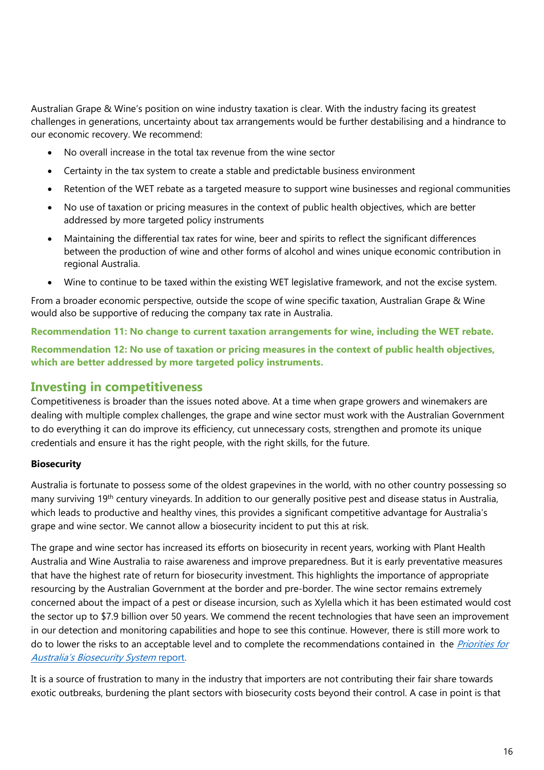Australian Grape & Wine's position on wine industry taxation is clear. With the industry facing its greatest challenges in generations, uncertainty about tax arrangements would be further destabilising and a hindrance to our economic recovery. We recommend:

- No overall increase in the total tax revenue from the wine sector
- Certainty in the tax system to create a stable and predictable business environment
- Retention of the WET rebate as a targeted measure to support wine businesses and regional communities
- No use of taxation or pricing measures in the context of public health objectives, which are better addressed by more targeted policy instruments
- Maintaining the differential tax rates for wine, beer and spirits to reflect the significant differences between the production of wine and other forms of alcohol and wines unique economic contribution in regional Australia.
- Wine to continue to be taxed within the existing WET legislative framework, and not the excise system.

From a broader economic perspective, outside the scope of wine specific taxation, Australian Grape & Wine would also be supportive of reducing the company tax rate in Australia.

**Recommendation 11: No change to current taxation arrangements for wine, including the WET rebate.**

**Recommendation 12: No use of taxation or pricing measures in the context of public health objectives, which are better addressed by more targeted policy instruments.**

## Investing in competitiveness

Competitiveness is broader than the issues noted above. At a time when grape growers and winemakers are dealing with multiple complex challenges, the grape and wine sector must work with the Australian Government to do everything it can do improve its efficiency, cut unnecessary costs, strengthen and promote its unique credentials and ensure it has the right people, with the right skills, for the future.

**Biosecurity**

Australia is fortunate to possess some of the oldest grapevines in the world, with no other country possessing so many surviving 19th century vineyards. In addition to our generally positive pest and disease status in Australia, which leads to productive and healthy vines, this provides a significant competitive advantage for Australia's grape and wine sector. We cannot allow a biosecurity incident to put this at risk.

The grape and wine sector has increased its efforts on biosecurity in recent years, working with Plant Health Australia and Wine Australia to raise awareness and improve preparedness. But it is early preventative measures that have the highest rate of return for biosecurity investment. This highlights the importance of appropriate resourcing by the Australian Government at the border and pre-border. The wine sector remains extremely concerned about the impact of a pest or disease incursion, such as Xylella which it has been estimated would cost the sector up to $7.9 billion over 50 years. We commend the recent technologies that have seen an improvement in our detection and monitoring capabilities and hope to see this continue. However, there is still more work to do to lower the risks to an acceptable level and to complete the recommendations contained in the *Priorities for Australia's Biosecurity System* report.

It is a source of frustration to many in the industry that importers are not contributing their fair share towards exotic outbreaks, burdening the plant sectors with biosecurity costs beyond their control. A case in point is that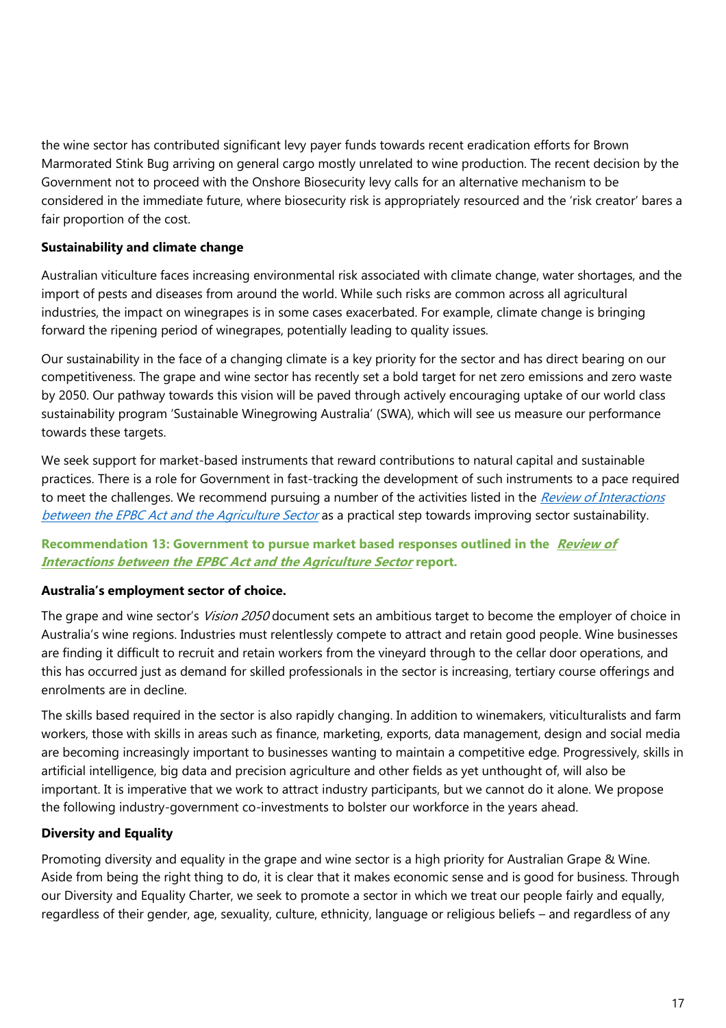the wine sector has contributed significant levy payer funds towards recent eradication efforts for Brown Marmorated Stink Bug arriving on general cargo mostly unrelated to wine production. The recent decision by the Government not to proceed with the Onshore Biosecurity levy calls for an alternative mechanism to be considered in the immediate future, where biosecurity risk is appropriately resourced and the 'risk creator' bares a fair proportion of the cost.

**Sustainability and climate change**

Australian viticulture faces increasing environmental risk associated with climate change, water shortages, and the import of pests and diseases from around the world. While such risks are common across all agricultural industries, the impact on winegrapes is in some cases exacerbated. For example, climate change is bringing forward the ripening period of winegrapes, potentially leading to quality issues.

Our sustainability in the face of a changing climate is a key priority for the sector and has direct bearing on our competitiveness. The grape and wine sector has recently set a bold target for net zero emissions and zero waste by 2050. Our pathway towards this vision will be paved through actively encouraging uptake of our world class sustainability program 'Sustainable Winegrowing Australia' (SWA), which will see us measure our performance towards these targets.

We seek support for market-based instruments that reward contributions to natural capital and sustainable practices. There is a role for Government in fast-tracking the development of such instruments to a pace required to meet the challenges. We recommend pursuing a number of the activities listed in the *Review of Interactions between the EPBC Act and the Agriculture Sector* as a practical step towards improving sector sustainability.

**Recommendation 13: Government to pursue market based responses outlined in the *Review of Interactions between the EPBC Act and the Agriculture Sector* report.**

**Australia's employment sector of choice.**

The grape and wine sector's *Vision 2050* document sets an ambitious target to become the employer of choice in Australia's wine regions. Industries must relentlessly compete to attract and retain good people. Wine businesses are finding it difficult to recruit and retain workers from the vineyard through to the cellar door operations, and this has occurred just as demand for skilled professionals in the sector is increasing, tertiary course offerings and enrolments are in decline.

The skills based required in the sector is also rapidly changing. In addition to winemakers, viticulturalists and farm workers, those with skills in areas such as finance, marketing, exports, data management, design and social media are becoming increasingly important to businesses wanting to maintain a competitive edge. Progressively, skills in artificial intelligence, big data and precision agriculture and other fields as yet unthought of, will also be important. It is imperative that we work to attract industry participants, but we cannot do it alone. We propose the following industry-government co-investments to bolster our workforce in the years ahead.

**Diversity and Equality**

Promoting diversity and equality in the grape and wine sector is a high priority for Australian Grape & Wine. Aside from being the right thing to do, it is clear that it makes economic sense and is good for business. Through our Diversity and Equality Charter, we seek to promote a sector in which we treat our people fairly and equally, regardless of their gender, age, sexuality, culture, ethnicity, language or religious beliefs – and regardless of any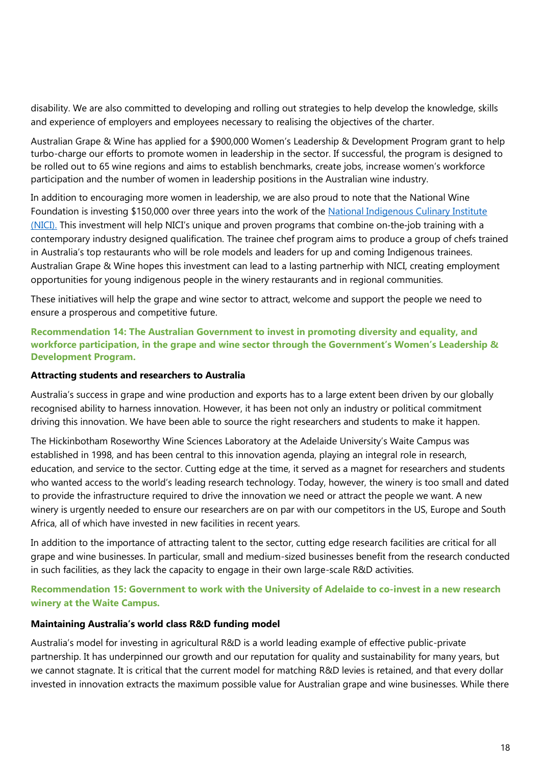disability. We are also committed to developing and rolling out strategies to help develop the knowledge, skills and experience of employers and employees necessary to realising the objectives of the charter.

Australian Grape & Wine has applied for a $900,000 Women's Leadership & Development Program grant to help turbo-charge our efforts to promote women in leadership in the sector. If successful, the program is designed to be rolled out to 65 wine regions and aims to establish benchmarks, create jobs, increase women's workforce participation and the number of women in leadership positions in the Australian wine industry.

In addition to encouraging more women in leadership, we are also proud to note that the National Wine Foundation is investing $150,000 over three years into the work of the [National Indigenous Culinary Institute (NICI).](#) This investment will help NICI's unique and proven programs that combine on-the-job training with a contemporary industry designed qualification. The trainee chef program aims to produce a group of chefs trained in Australia's top restaurants who will be role models and leaders for up and coming Indigenous trainees. Australian Grape & Wine hopes this investment can lead to a lasting partnerhip with NICI, creating employment opportunities for young indigenous people in the winery restaurants and in regional communities.

These initiatives will help the grape and wine sector to attract, welcome and support the people we need to ensure a prosperous and competitive future.

**Recommendation 14: The Australian Government to invest in promoting diversity and equality, and workforce participation, in the grape and wine sector through the Government's Women's Leadership & Development Program.**

**Attracting students and researchers to Australia**

Australia's success in grape and wine production and exports has to a large extent been driven by our globally recognised ability to harness innovation. However, it has been not only an industry or political commitment driving this innovation. We have been able to source the right researchers and students to make it happen.

The Hickinbotham Roseworthy Wine Sciences Laboratory at the Adelaide University's Waite Campus was established in 1998, and has been central to this innovation agenda, playing an integral role in research, education, and service to the sector. Cutting edge at the time, it served as a magnet for researchers and students who wanted access to the world's leading research technology. Today, however, the winery is too small and dated to provide the infrastructure required to drive the innovation we need or attract the people we want. A new winery is urgently needed to ensure our researchers are on par with our competitors in the US, Europe and South Africa, all of which have invested in new facilities in recent years.

In addition to the importance of attracting talent to the sector, cutting edge research facilities are critical for all grape and wine businesses. In particular, small and medium-sized businesses benefit from the research conducted in such facilities, as they lack the capacity to engage in their own large-scale R&D activities.

**Recommendation 15: Government to work with the University of Adelaide to co-invest in a new research winery at the Waite Campus.**

**Maintaining Australia's world class R&D funding model**

Australia's model for investing in agricultural R&D is a world leading example of effective public-private partnership. It has underpinned our growth and our reputation for quality and sustainability for many years, but we cannot stagnate. It is critical that the current model for matching R&D levies is retained, and that every dollar invested in innovation extracts the maximum possible value for Australian grape and wine businesses. While there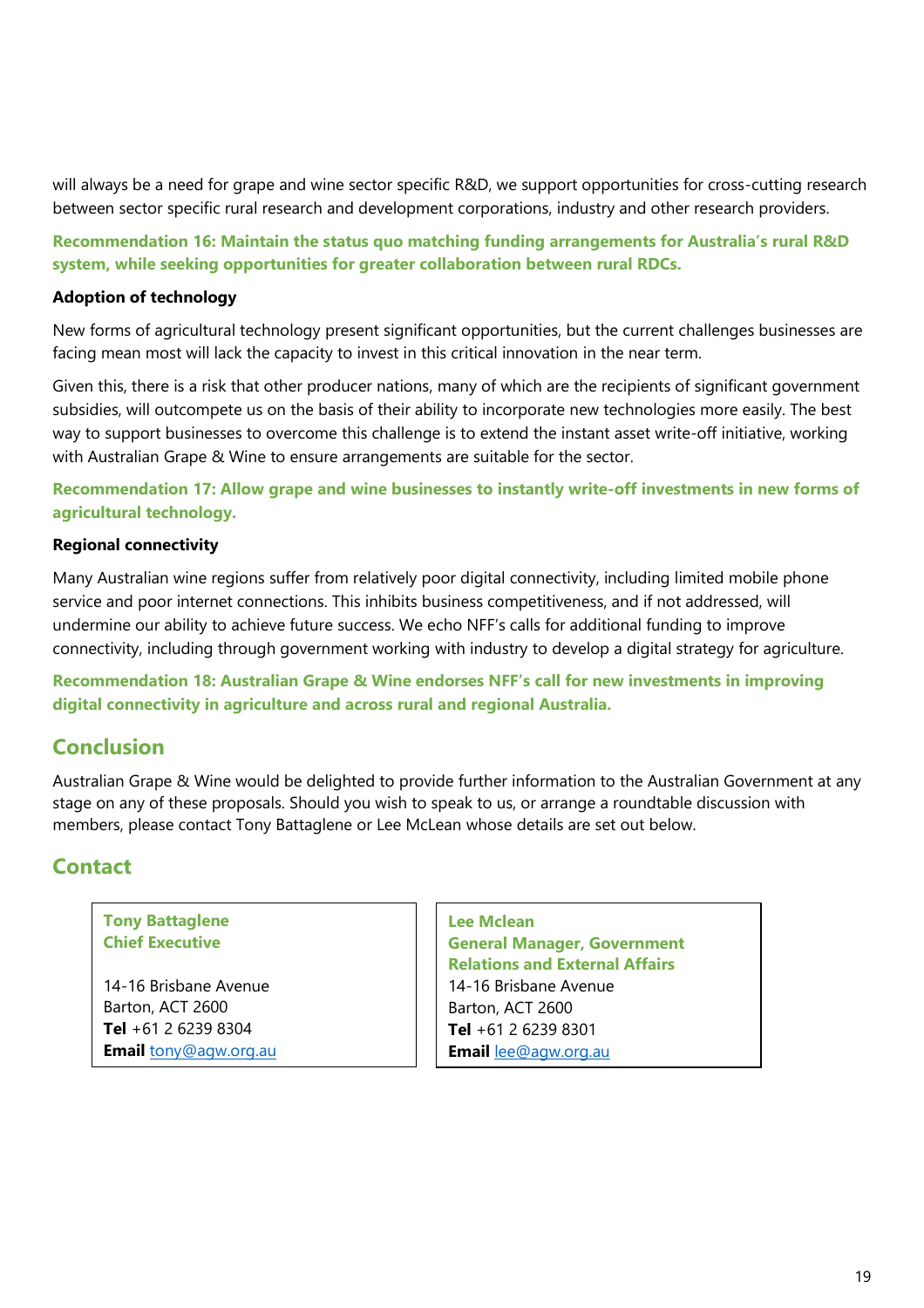will always be a need for grape and wine sector specific R&D, we support opportunities for cross-cutting research between sector specific rural research and development corporations, industry and other research providers.

**Recommendation 16: Maintain the status quo matching funding arrangements for Australia's rural R&D system, while seeking opportunities for greater collaboration between rural RDCs.**

**Adoption of technology**

New forms of agricultural technology present significant opportunities, but the current challenges businesses are facing mean most will lack the capacity to invest in this critical innovation in the near term.

Given this, there is a risk that other producer nations, many of which are the recipients of significant government subsidies, will outcompete us on the basis of their ability to incorporate new technologies more easily. The best way to support businesses to overcome this challenge is to extend the instant asset write-off initiative, working with Australian Grape & Wine to ensure arrangements are suitable for the sector.

**Recommendation 17: Allow grape and wine businesses to instantly write-off investments in new forms of agricultural technology.**

**Regional connectivity**

Many Australian wine regions suffer from relatively poor digital connectivity, including limited mobile phone service and poor internet connections. This inhibits business competitiveness, and if not addressed, will undermine our ability to achieve future success. We echo NFF's calls for additional funding to improve connectivity, including through government working with industry to develop a digital strategy for agriculture.

**Recommendation 18: Australian Grape & Wine endorses NFF's call for new investments in improving digital connectivity in agriculture and across rural and regional Australia.**

## Conclusion

Australian Grape & Wine would be delighted to provide further information to the Australian Government at any stage on any of these proposals. Should you wish to speak to us, or arrange a roundtable discussion with members, please contact Tony Battaglene or Lee McLean whose details are set out below.

## Contact

**Tony Battaglene**
**Chief Executive**

14-16 Brisbane Avenue
Barton, ACT 2600
**Tel** +61 2 6239 8304
**Email** tony@agw.org.au

**Lee Mclean**
**General Manager, Government Relations and External Affairs**
14-16 Brisbane Avenue
Barton, ACT 2600
**Tel** +61 2 6239 8301
**Email** lee@agw.org.au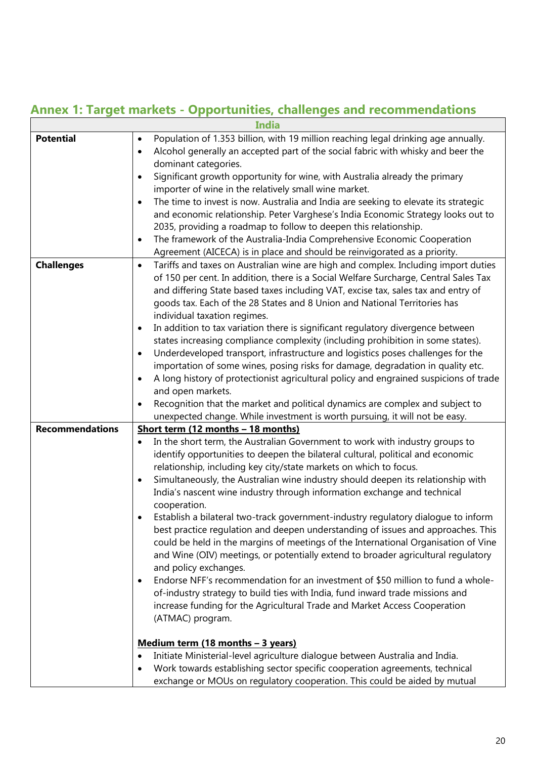## Annex 1: Target markets - Opportunities, challenges and recommendations

| India | |
|---|---|
| **Potential** | • Population of 1.353 billion, with 19 million reaching legal drinking age annually.<br>• Alcohol generally an accepted part of the social fabric with whisky and beer the dominant categories.<br>• Significant growth opportunity for wine, with Australia already the primary importer of wine in the relatively small wine market.<br>• The time to invest is now. Australia and India are seeking to elevate its strategic and economic relationship. Peter Varghese's India Economic Strategy looks out to 2035, providing a roadmap to follow to deepen this relationship.<br>• The framework of the Australia-India Comprehensive Economic Cooperation Agreement (AICECA) is in place and should be reinvigorated as a priority. |
| **Challenges** | • Tariffs and taxes on Australian wine are high and complex. Including import duties of 150 per cent. In addition, there is a Social Welfare Surcharge, Central Sales Tax and differing State based taxes including VAT, excise tax, sales tax and entry of goods tax. Each of the 28 States and 8 Union and National Territories has individual taxation regimes.<br>• In addition to tax variation there is significant regulatory divergence between states increasing compliance complexity (including prohibition in some states).<br>• Underdeveloped transport, infrastructure and logistics poses challenges for the importation of some wines, posing risks for damage, degradation in quality etc.<br>• A long history of protectionist agricultural policy and engrained suspicions of trade and open markets.<br>• Recognition that the market and political dynamics are complex and subject to unexpected change. While investment is worth pursuing, it will not be easy. |
| **Recommendations** | **<u>Short term (12 months – 18 months)</u>**<br>• In the short term, the Australian Government to work with industry groups to identify opportunities to deepen the bilateral cultural, political and economic relationship, including key city/state markets on which to focus.<br>• Simultaneously, the Australian wine industry should deepen its relationship with India's nascent wine industry through information exchange and technical cooperation.<br>• Establish a bilateral two-track government-industry regulatory dialogue to inform best practice regulation and deepen understanding of issues and approaches. This could be held in the margins of meetings of the International Organisation of Vine and Wine (OIV) meetings, or potentially extend to broader agricultural regulatory and policy exchanges.<br>• Endorse NFF's recommendation for an investment of $50 million to fund a whole-of-industry strategy to build ties with India, fund inward trade missions and increase funding for the Agricultural Trade and Market Access Cooperation (ATMAC) program.<br><br>**<u>Medium term (18 months – 3 years)</u>**<br>• Initiate Ministerial-level agriculture dialogue between Australia and India.<br>• Work towards establishing sector specific cooperation agreements, technical exchange or MOUs on regulatory cooperation. This could be aided by mutual |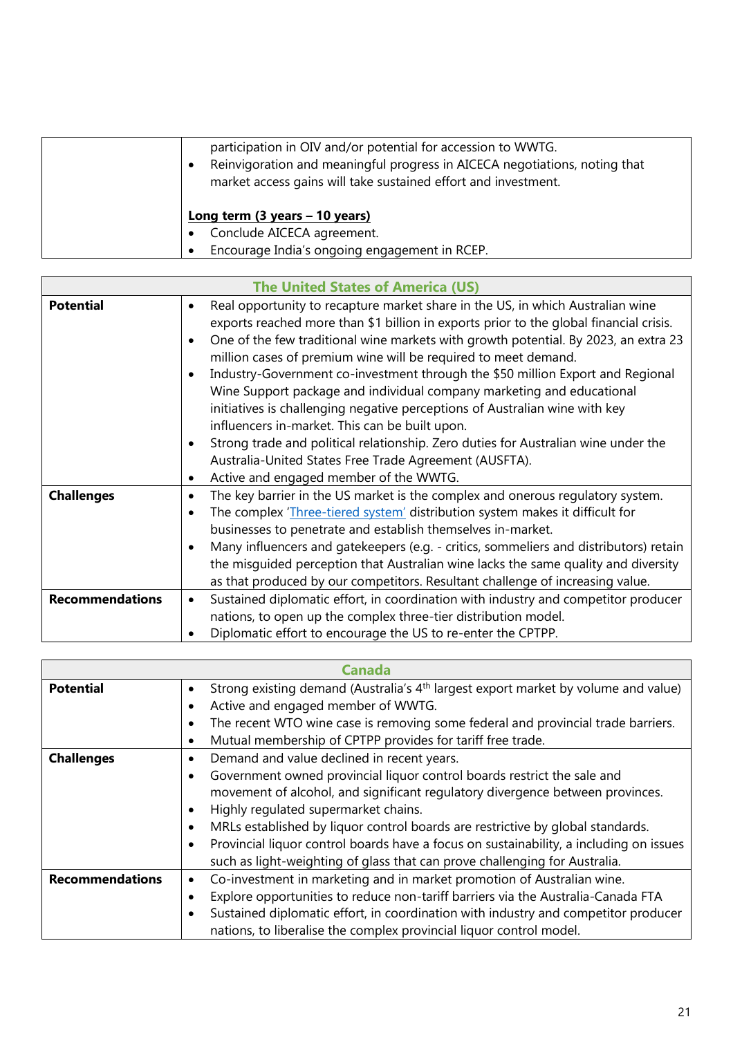| | |
|---|---|
| | participation in OIV and/or potential for accession to WWTG.<br>• Reinvigoration and meaningful progress in AICECA negotiations, noting that market access gains will take sustained effort and investment.<br><br>**Long term (3 years – 10 years)**<br>• Conclude AICECA agreement.<br>• Encourage India's ongoing engagement in RCEP. |

| The United States of America (US) | |
|---|---|
| **Potential** | • Real opportunity to recapture market share in the US, in which Australian wine exports reached more than $1 billion in exports prior to the global financial crisis.<br>• One of the few traditional wine markets with growth potential. By 2023, an extra 23 million cases of premium wine will be required to meet demand.<br>• Industry-Government co-investment through the $50 million Export and Regional Wine Support package and individual company marketing and educational initiatives is challenging negative perceptions of Australian wine with key influencers in-market. This can be built upon.<br>• Strong trade and political relationship. Zero duties for Australian wine under the Australia-United States Free Trade Agreement (AUSFTA).<br>• Active and engaged member of the WWTG. |
| **Challenges** | • The key barrier in the US market is the complex and onerous regulatory system.<br>• The complex 'Three-tiered system' distribution system makes it difficult for businesses to penetrate and establish themselves in-market.<br>• Many influencers and gatekeepers (e.g. - critics, sommeliers and distributors) retain the misguided perception that Australian wine lacks the same quality and diversity as that produced by our competitors. Resultant challenge of increasing value. |
| **Recommendations** | • Sustained diplomatic effort, in coordination with industry and competitor producer nations, to open up the complex three-tier distribution model.<br>• Diplomatic effort to encourage the US to re-enter the CPTPP. |

| Canada | |
|---|---|
| **Potential** | • Strong existing demand (Australia's 4th largest export market by volume and value)<br>• Active and engaged member of WWTG.<br>• The recent WTO wine case is removing some federal and provincial trade barriers.<br>• Mutual membership of CPTPP provides for tariff free trade. |
| **Challenges** | • Demand and value declined in recent years.<br>• Government owned provincial liquor control boards restrict the sale and movement of alcohol, and significant regulatory divergence between provinces.<br>• Highly regulated supermarket chains.<br>• MRLs established by liquor control boards are restrictive by global standards.<br>• Provincial liquor control boards have a focus on sustainability, a including on issues such as light-weighting of glass that can prove challenging for Australia. |
| **Recommendations** | • Co-investment in marketing and in market promotion of Australian wine.<br>• Explore opportunities to reduce non-tariff barriers via the Australia-Canada FTA<br>• Sustained diplomatic effort, in coordination with industry and competitor producer nations, to liberalise the complex provincial liquor control model. |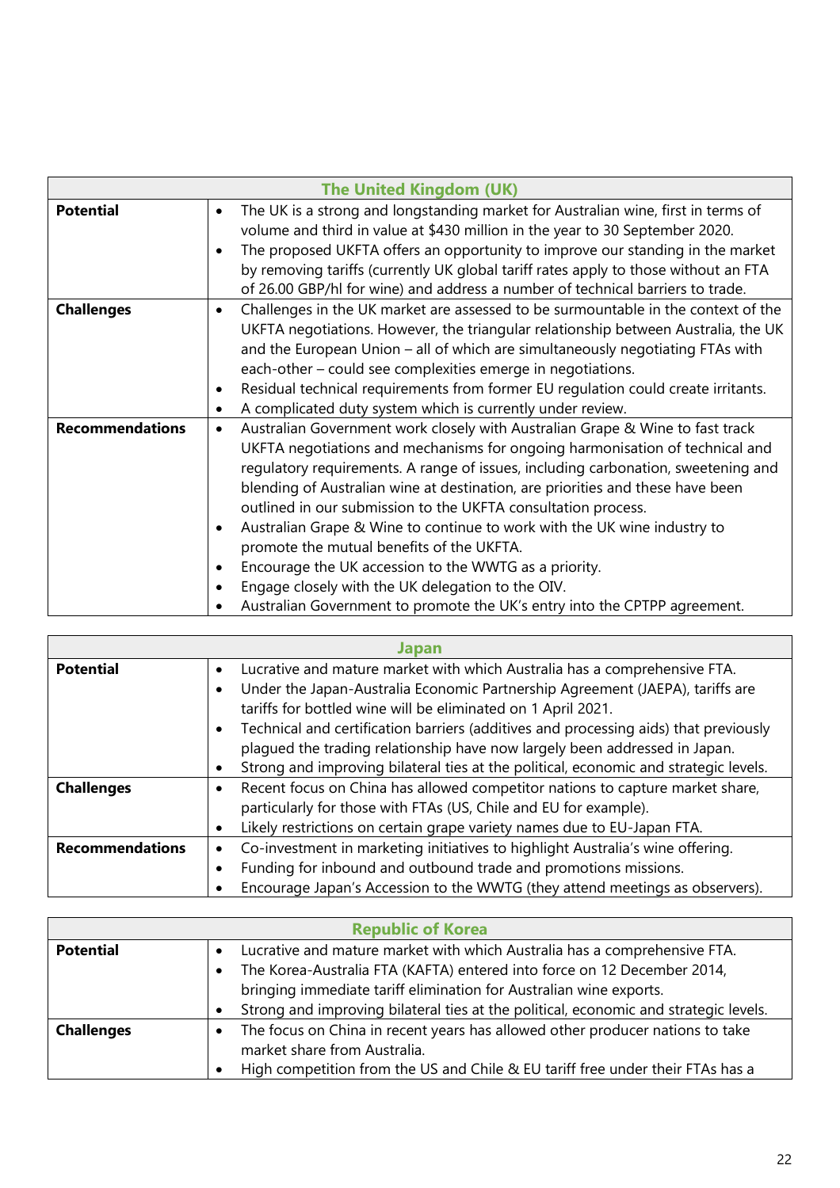| The United Kingdom (UK) | |
|---|---|
| **Potential** | • The UK is a strong and longstanding market for Australian wine, first in terms of volume and third in value at $430 million in the year to 30 September 2020.<br>• The proposed UKFTA offers an opportunity to improve our standing in the market by removing tariffs (currently UK global tariff rates apply to those without an FTA of 26.00 GBP/hl for wine) and address a number of technical barriers to trade. |
| **Challenges** | • Challenges in the UK market are assessed to be surmountable in the context of the UKFTA negotiations. However, the triangular relationship between Australia, the UK and the European Union – all of which are simultaneously negotiating FTAs with each-other – could see complexities emerge in negotiations.<br>• Residual technical requirements from former EU regulation could create irritants.<br>• A complicated duty system which is currently under review. |
| **Recommendations** | • Australian Government work closely with Australian Grape & Wine to fast track UKFTA negotiations and mechanisms for ongoing harmonisation of technical and regulatory requirements. A range of issues, including carbonation, sweetening and blending of Australian wine at destination, are priorities and these have been outlined in our submission to the UKFTA consultation process.<br>• Australian Grape & Wine to continue to work with the UK wine industry to promote the mutual benefits of the UKFTA.<br>• Encourage the UK accession to the WWTG as a priority.<br>• Engage closely with the UK delegation to the OIV.<br>• Australian Government to promote the UK's entry into the CPTPP agreement. |

| Japan | |
|---|---|
| **Potential** | • Lucrative and mature market with which Australia has a comprehensive FTA.<br>• Under the Japan-Australia Economic Partnership Agreement (JAEPA), tariffs are tariffs for bottled wine will be eliminated on 1 April 2021.<br>• Technical and certification barriers (additives and processing aids) that previously plagued the trading relationship have now largely been addressed in Japan.<br>• Strong and improving bilateral ties at the political, economic and strategic levels. |
| **Challenges** | • Recent focus on China has allowed competitor nations to capture market share, particularly for those with FTAs (US, Chile and EU for example).<br>• Likely restrictions on certain grape variety names due to EU-Japan FTA. |
| **Recommendations** | • Co-investment in marketing initiatives to highlight Australia's wine offering.<br>• Funding for inbound and outbound trade and promotions missions.<br>• Encourage Japan's Accession to the WWTG (they attend meetings as observers). |

| Republic of Korea | |
|---|---|
| **Potential** | • Lucrative and mature market with which Australia has a comprehensive FTA.<br>• The Korea-Australia FTA (KAFTA) entered into force on 12 December 2014, bringing immediate tariff elimination for Australian wine exports.<br>• Strong and improving bilateral ties at the political, economic and strategic levels. |
| **Challenges** | • The focus on China in recent years has allowed other producer nations to take market share from Australia.<br>• High competition from the US and Chile & EU tariff free under their FTAs has a |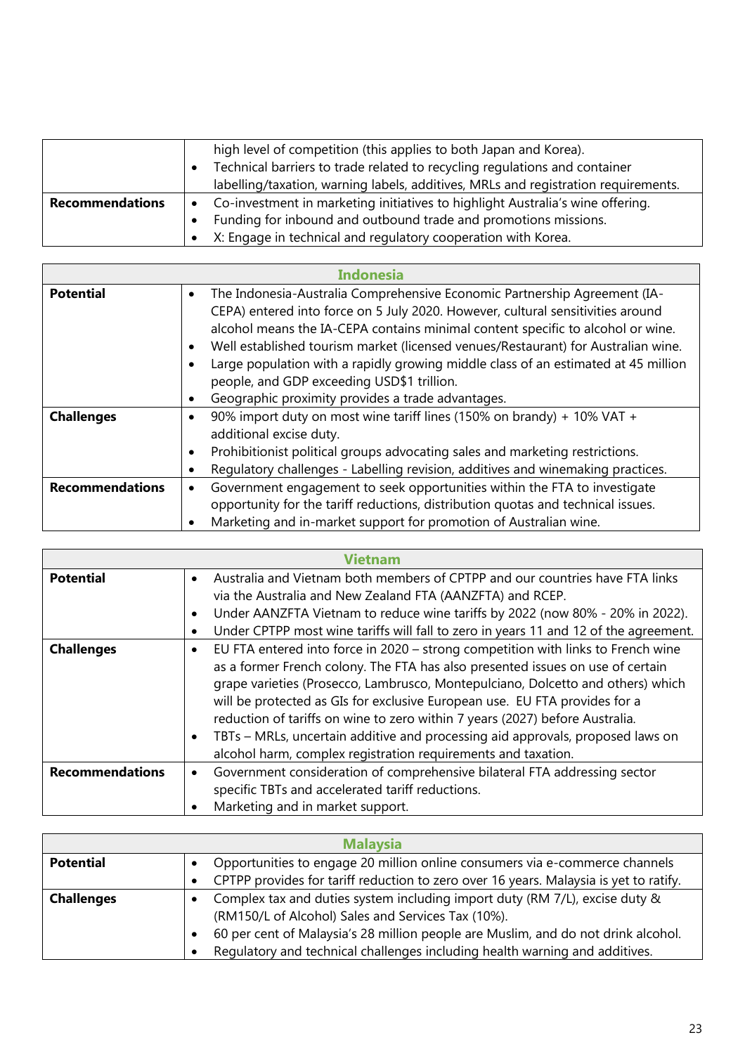| | |
|---|---|
| | high level of competition (this applies to both Japan and Korea).<br>• Technical barriers to trade related to recycling regulations and container labelling/taxation, warning labels, additives, MRLs and registration requirements. |
| **Recommendations** | • Co-investment in marketing initiatives to highlight Australia's wine offering.<br>• Funding for inbound and outbound trade and promotions missions.<br>• X: Engage in technical and regulatory cooperation with Korea. |

| **Indonesia** | |
|---|---|
| **Potential** | • The Indonesia-Australia Comprehensive Economic Partnership Agreement (IA-CEPA) entered into force on 5 July 2020. However, cultural sensitivities around alcohol means the IA-CEPA contains minimal content specific to alcohol or wine.<br>• Well established tourism market (licensed venues/Restaurant) for Australian wine.<br>• Large population with a rapidly growing middle class of an estimated at 45 million people, and GDP exceeding USD$1 trillion.<br>• Geographic proximity provides a trade advantages. |
| **Challenges** | • 90% import duty on most wine tariff lines (150% on brandy) + 10% VAT + additional excise duty.<br>• Prohibitionist political groups advocating sales and marketing restrictions.<br>• Regulatory challenges - Labelling revision, additives and winemaking practices. |
| **Recommendations** | • Government engagement to seek opportunities within the FTA to investigate opportunity for the tariff reductions, distribution quotas and technical issues.<br>• Marketing and in-market support for promotion of Australian wine. |

| **Vietnam** | |
|---|---|
| **Potential** | • Australia and Vietnam both members of CPTPP and our countries have FTA links via the Australia and New Zealand FTA (AANZFTA) and RCEP.<br>• Under AANZFTA Vietnam to reduce wine tariffs by 2022 (now 80% - 20% in 2022).<br>• Under CPTPP most wine tariffs will fall to zero in years 11 and 12 of the agreement. |
| **Challenges** | • EU FTA entered into force in 2020 – strong competition with links to French wine as a former French colony. The FTA has also presented issues on use of certain grape varieties (Prosecco, Lambrusco, Montepulciano, Dolcetto and others) which will be protected as GIs for exclusive European use. EU FTA provides for a reduction of tariffs on wine to zero within 7 years (2027) before Australia.<br>• TBTs – MRLs, uncertain additive and processing aid approvals, proposed laws on alcohol harm, complex registration requirements and taxation. |
| **Recommendations** | • Government consideration of comprehensive bilateral FTA addressing sector specific TBTs and accelerated tariff reductions.<br>• Marketing and in market support. |

| **Malaysia** | |
|---|---|
| **Potential** | • Opportunities to engage 20 million online consumers via e-commerce channels<br>• CPTPP provides for tariff reduction to zero over 16 years. Malaysia is yet to ratify. |
| **Challenges** | • Complex tax and duties system including import duty (RM 7/L), excise duty & (RM150/L of Alcohol) Sales and Services Tax (10%).<br>• 60 per cent of Malaysia's 28 million people are Muslim, and do not drink alcohol.<br>• Regulatory and technical challenges including health warning and additives. |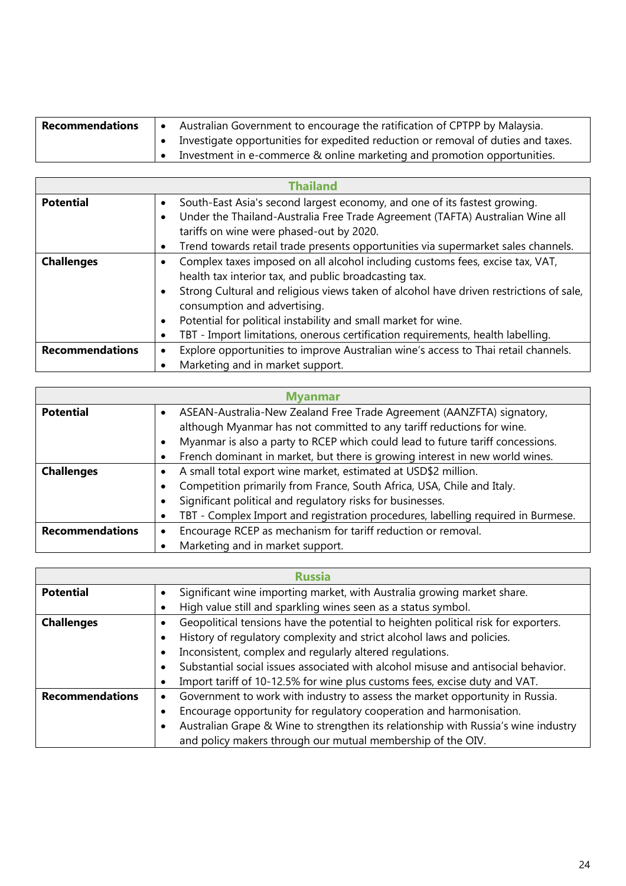| | |
|---|---|
| **Recommendations** | • Australian Government to encourage the ratification of CPTPP by Malaysia.<br>• Investigate opportunities for expedited reduction or removal of duties and taxes.<br>• Investment in e-commerce & online marketing and promotion opportunities. |

| **Thailand** | |
|---|---|
| **Potential** | • South-East Asia's second largest economy, and one of its fastest growing.<br>• Under the Thailand-Australia Free Trade Agreement (TAFTA) Australian Wine all tariffs on wine were phased-out by 2020.<br>• Trend towards retail trade presents opportunities via supermarket sales channels. |
| **Challenges** | • Complex taxes imposed on all alcohol including customs fees, excise tax, VAT, health tax interior tax, and public broadcasting tax.<br>• Strong Cultural and religious views taken of alcohol have driven restrictions of sale, consumption and advertising.<br>• Potential for political instability and small market for wine.<br>• TBT - Import limitations, onerous certification requirements, health labelling. |
| **Recommendations** | • Explore opportunities to improve Australian wine's access to Thai retail channels.<br>• Marketing and in market support. |

| **Myanmar** | |
|---|---|
| **Potential** | • ASEAN-Australia-New Zealand Free Trade Agreement (AANZFTA) signatory, although Myanmar has not committed to any tariff reductions for wine.<br>• Myanmar is also a party to RCEP which could lead to future tariff concessions.<br>• French dominant in market, but there is growing interest in new world wines. |
| **Challenges** | • A small total export wine market, estimated at USD$2 million.<br>• Competition primarily from France, South Africa, USA, Chile and Italy.<br>• Significant political and regulatory risks for businesses.<br>• TBT - Complex Import and registration procedures, labelling required in Burmese. |
| **Recommendations** | • Encourage RCEP as mechanism for tariff reduction or removal.<br>• Marketing and in market support. |

| **Russia** | |
|---|---|
| **Potential** | • Significant wine importing market, with Australia growing market share.<br>• High value still and sparkling wines seen as a status symbol. |
| **Challenges** | • Geopolitical tensions have the potential to heighten political risk for exporters.<br>• History of regulatory complexity and strict alcohol laws and policies.<br>• Inconsistent, complex and regularly altered regulations.<br>• Substantial social issues associated with alcohol misuse and antisocial behavior.<br>• Import tariff of 10-12.5% for wine plus customs fees, excise duty and VAT. |
| **Recommendations** | • Government to work with industry to assess the market opportunity in Russia.<br>• Encourage opportunity for regulatory cooperation and harmonisation.<br>• Australian Grape & Wine to strengthen its relationship with Russia's wine industry and policy makers through our mutual membership of the OIV. |